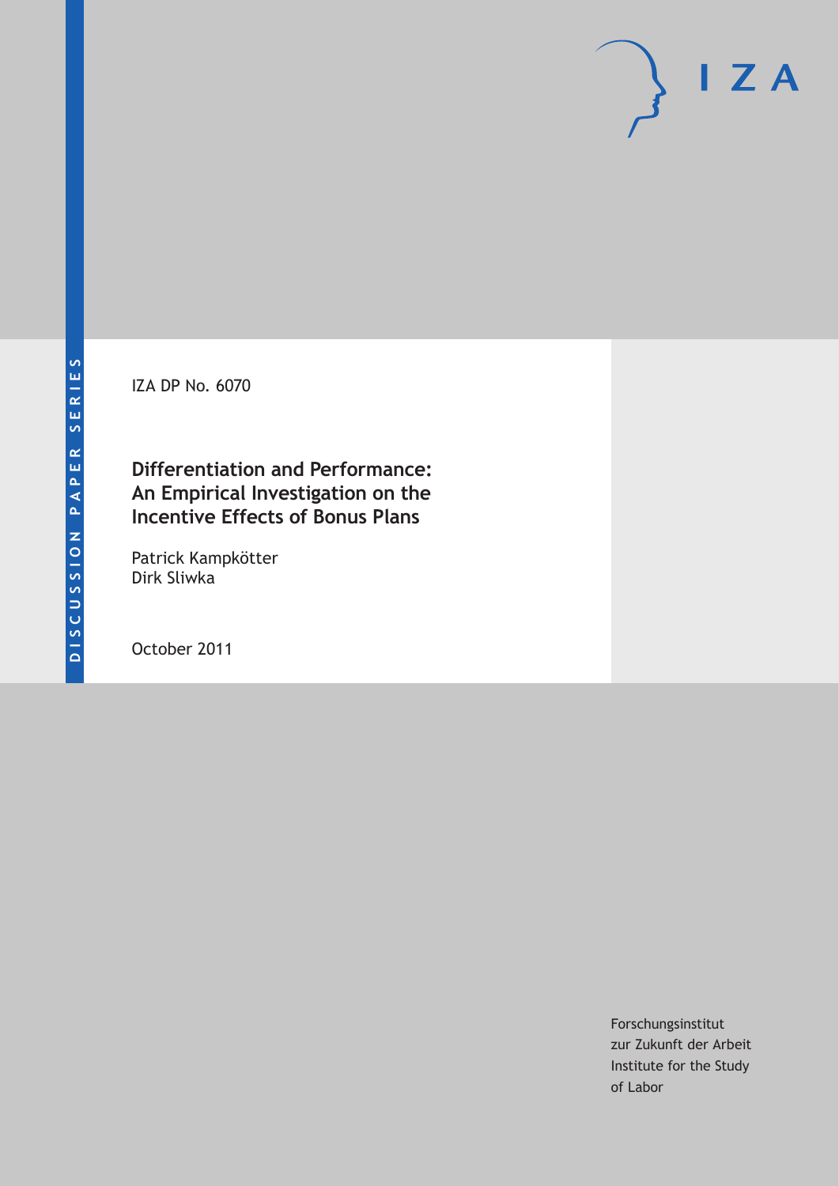DISCUSSION PAPER SERIES

IZA

IZA DP No. 6070

# Differentiation and Performance: An Empirical Investigation on the Incentive Effects of Bonus Plans

Patrick Kampkötter
Dirk Sliwka

October 2011

Forschungsinstitut
zur Zukunft der Arbeit
Institute for the Study
of Labor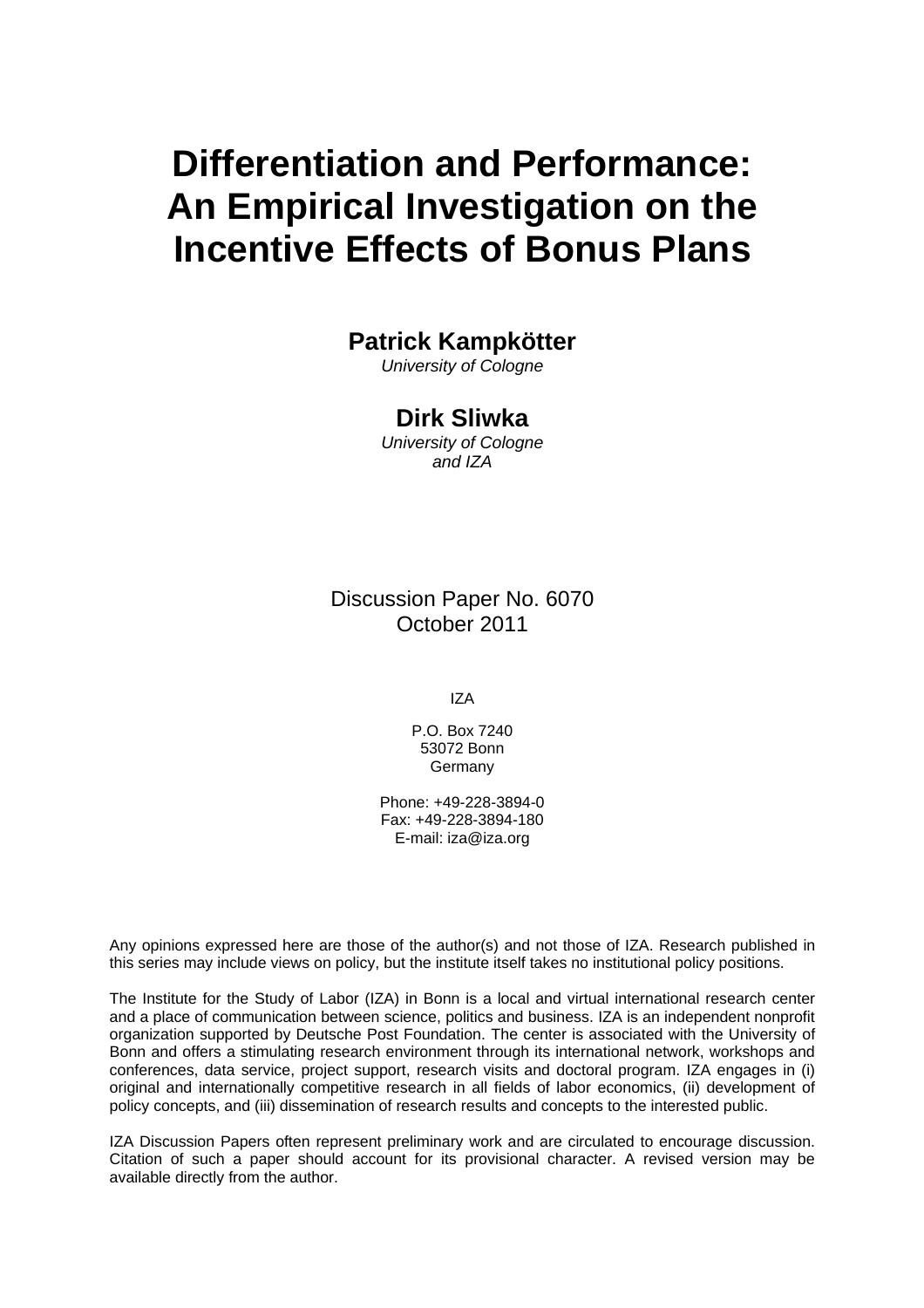# Differentiation and Performance: An Empirical Investigation on the Incentive Effects of Bonus Plans

**Patrick Kampkötter**
*University of Cologne*

**Dirk Sliwka**
*University of Cologne and IZA*

Discussion Paper No. 6070
October 2011

IZA

P.O. Box 7240
53072 Bonn
Germany

Phone: +49-228-3894-0
Fax: +49-228-3894-180
E-mail: iza@iza.org

Any opinions expressed here are those of the author(s) and not those of IZA. Research published in this series may include views on policy, but the institute itself takes no institutional policy positions.

The Institute for the Study of Labor (IZA) in Bonn is a local and virtual international research center and a place of communication between science, politics and business. IZA is an independent nonprofit organization supported by Deutsche Post Foundation. The center is associated with the University of Bonn and offers a stimulating research environment through its international network, workshops and conferences, data service, project support, research visits and doctoral program. IZA engages in (i) original and internationally competitive research in all fields of labor economics, (ii) development of policy concepts, and (iii) dissemination of research results and concepts to the interested public.

IZA Discussion Papers often represent preliminary work and are circulated to encourage discussion. Citation of such a paper should account for its provisional character. A revised version may be available directly from the author.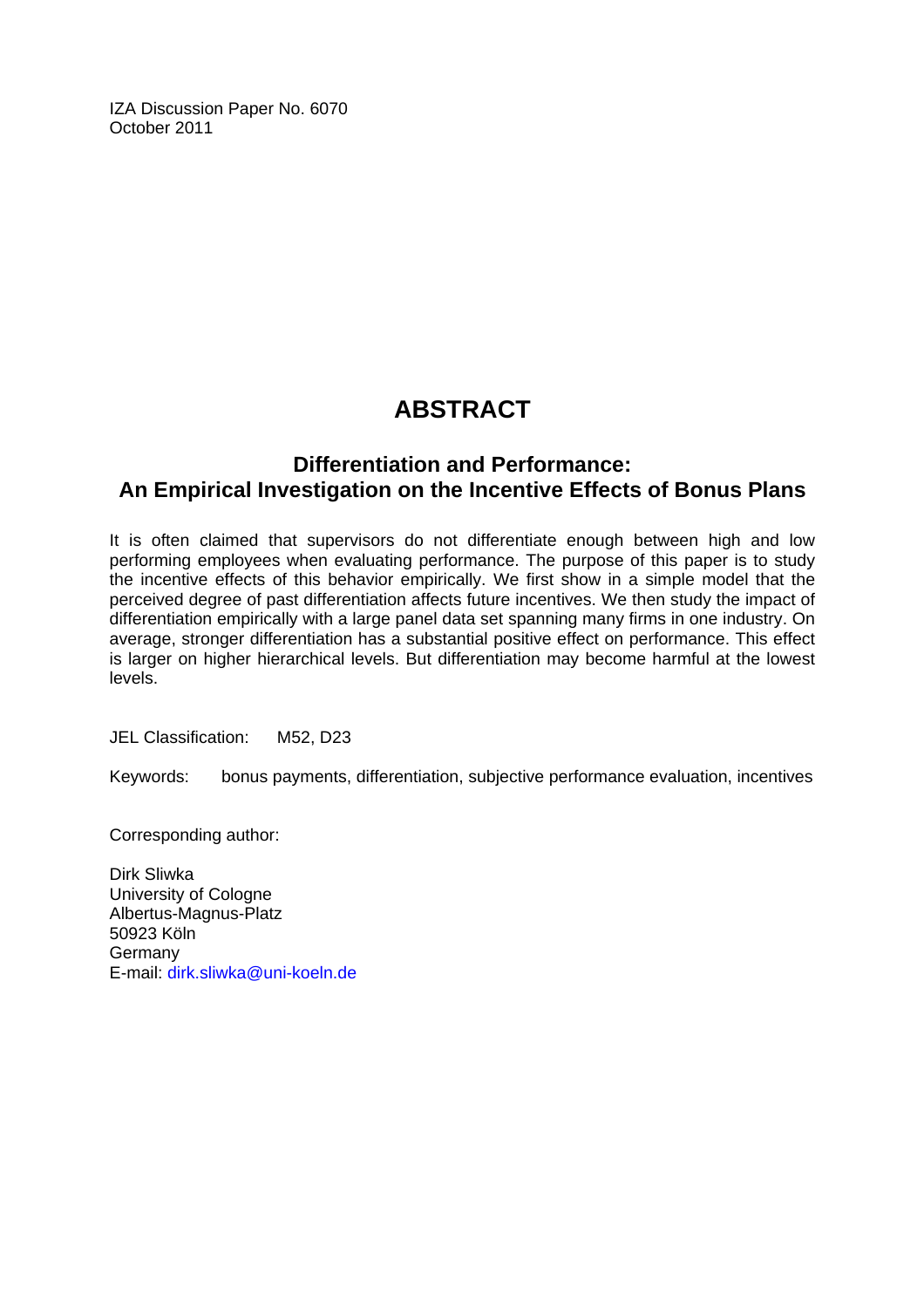IZA Discussion Paper No. 6070
October 2011

# ABSTRACT

## Differentiation and Performance: An Empirical Investigation on the Incentive Effects of Bonus Plans

It is often claimed that supervisors do not differentiate enough between high and low performing employees when evaluating performance. The purpose of this paper is to study the incentive effects of this behavior empirically. We first show in a simple model that the perceived degree of past differentiation affects future incentives. We then study the impact of differentiation empirically with a large panel data set spanning many firms in one industry. On average, stronger differentiation has a substantial positive effect on performance. This effect is larger on higher hierarchical levels. But differentiation may become harmful at the lowest levels.

JEL Classification: M52, D23

Keywords: bonus payments, differentiation, subjective performance evaluation, incentives

Corresponding author:

Dirk Sliwka
University of Cologne
Albertus-Magnus-Platz
50923 Köln
Germany
E-mail: dirk.sliwka@uni-koeln.de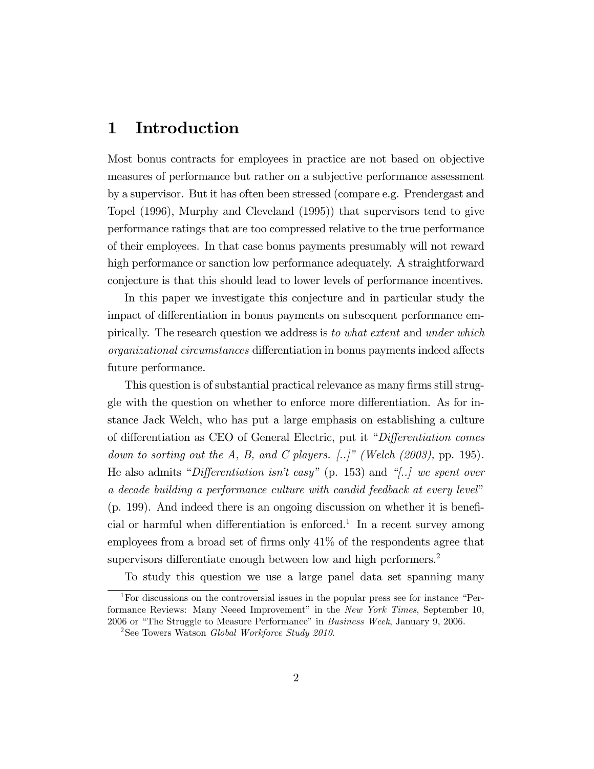# 1 Introduction

Most bonus contracts for employees in practice are not based on objective measures of performance but rather on a subjective performance assessment by a supervisor. But it has often been stressed (compare e.g. Prendergast and Topel (1996), Murphy and Cleveland (1995)) that supervisors tend to give performance ratings that are too compressed relative to the true performance of their employees. In that case bonus payments presumably will not reward high performance or sanction low performance adequately. A straightforward conjecture is that this should lead to lower levels of performance incentives.

In this paper we investigate this conjecture and in particular study the impact of differentiation in bonus payments on subsequent performance empirically. The research question we address is *to what extent* and *under which organizational circumstances* differentiation in bonus payments indeed affects future performance.

This question is of substantial practical relevance as many firms still struggle with the question on whether to enforce more differentiation. As for instance Jack Welch, who has put a large emphasis on establishing a culture of differentiation as CEO of General Electric, put it *"Differentiation comes down to sorting out the A, B, and C players. [..]" (Welch (2003),* pp. 195). He also admits *"Differentiation isn't easy"* (p. 153) and *"[..] we spent over a decade building a performance culture with candid feedback at every level"* (p. 199). And indeed there is an ongoing discussion on whether it is beneficial or harmful when differentiation is enforced.[1] In a recent survey among employees from a broad set of firms only 41% of the respondents agree that supervisors differentiate enough between low and high performers.[2]

To study this question we use a large panel data set spanning many

[1] For discussions on the controversial issues in the popular press see for instance "Performance Reviews: Many Neeed Improvement" in the *New York Times*, September 10, 2006 or "The Struggle to Measure Performance" in *Business Week*, January 9, 2006.

[2] See Towers Watson *Global Workforce Study 2010*.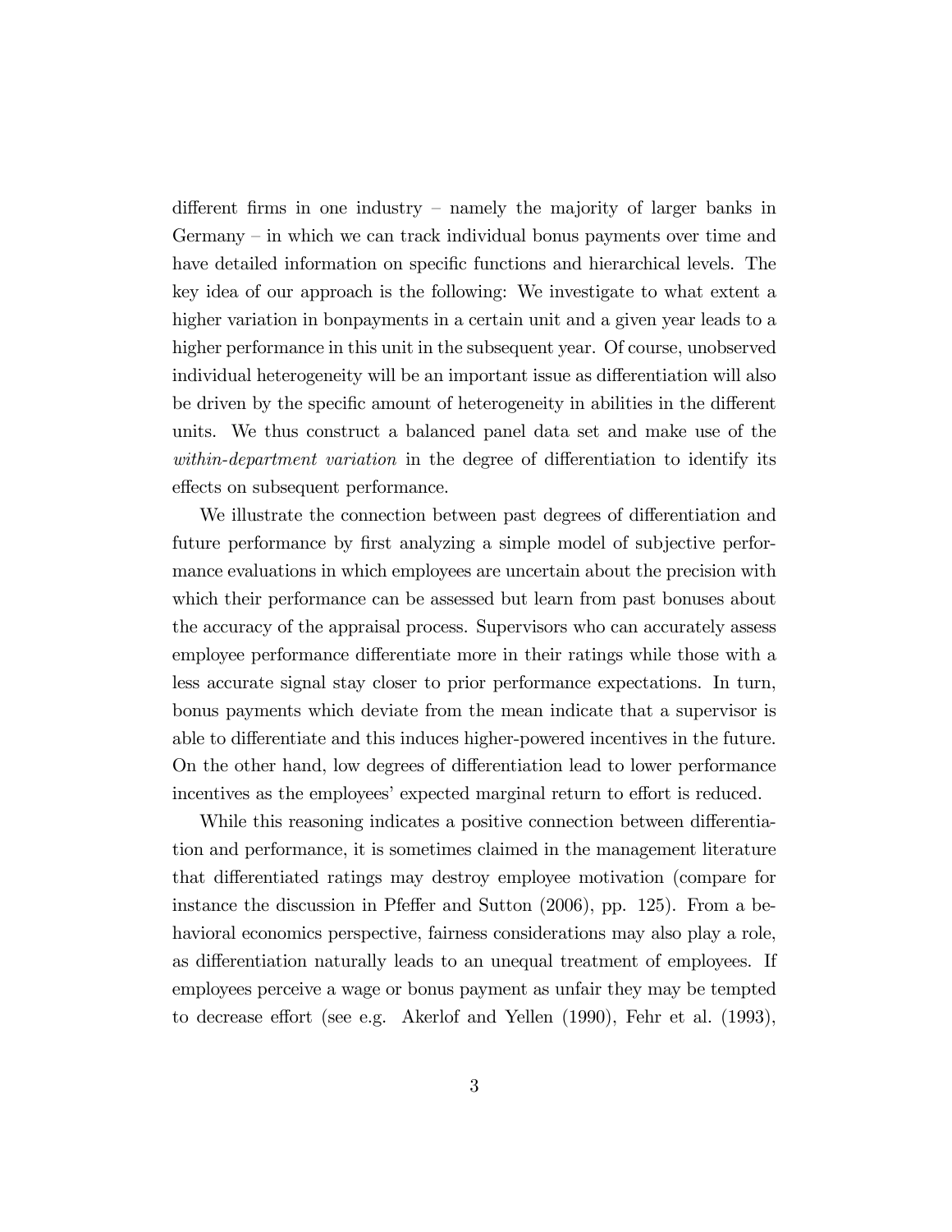different firms in one industry – namely the majority of larger banks in Germany – in which we can track individual bonus payments over time and have detailed information on specific functions and hierarchical levels. The key idea of our approach is the following: We investigate to what extent a higher variation in bonpayments in a certain unit and a given year leads to a higher performance in this unit in the subsequent year. Of course, unobserved individual heterogeneity will be an important issue as differentiation will also be driven by the specific amount of heterogeneity in abilities in the different units. We thus construct a balanced panel data set and make use of the *within-department variation* in the degree of differentiation to identify its effects on subsequent performance.

We illustrate the connection between past degrees of differentiation and future performance by first analyzing a simple model of subjective performance evaluations in which employees are uncertain about the precision with which their performance can be assessed but learn from past bonuses about the accuracy of the appraisal process. Supervisors who can accurately assess employee performance differentiate more in their ratings while those with a less accurate signal stay closer to prior performance expectations. In turn, bonus payments which deviate from the mean indicate that a supervisor is able to differentiate and this induces higher-powered incentives in the future. On the other hand, low degrees of differentiation lead to lower performance incentives as the employees' expected marginal return to effort is reduced.

While this reasoning indicates a positive connection between differentiation and performance, it is sometimes claimed in the management literature that differentiated ratings may destroy employee motivation (compare for instance the discussion in Pfeffer and Sutton (2006), pp. 125). From a behavioral economics perspective, fairness considerations may also play a role, as differentiation naturally leads to an unequal treatment of employees. If employees perceive a wage or bonus payment as unfair they may be tempted to decrease effort (see e.g. Akerlof and Yellen (1990), Fehr et al. (1993),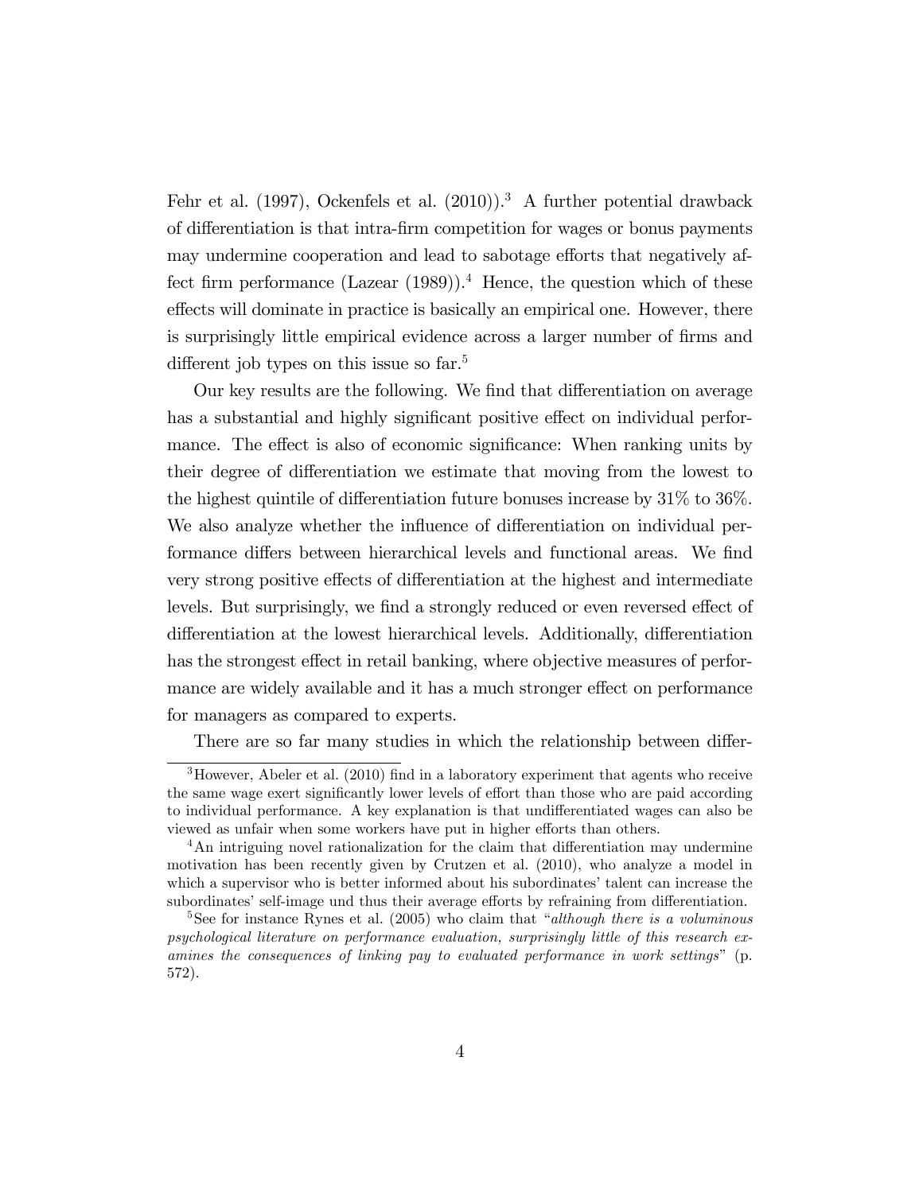Fehr et al. (1997), Ockenfels et al. (2010)).[3] A further potential drawback of differentiation is that intra-firm competition for wages or bonus payments may undermine cooperation and lead to sabotage efforts that negatively affect firm performance (Lazear (1989)).[4] Hence, the question which of these effects will dominate in practice is basically an empirical one. However, there is surprisingly little empirical evidence across a larger number of firms and different job types on this issue so far.[5]

Our key results are the following. We find that differentiation on average has a substantial and highly significant positive effect on individual performance. The effect is also of economic significance: When ranking units by their degree of differentiation we estimate that moving from the lowest to the highest quintile of differentiation future bonuses increase by 31% to 36%. We also analyze whether the influence of differentiation on individual performance differs between hierarchical levels and functional areas. We find very strong positive effects of differentiation at the highest and intermediate levels. But surprisingly, we find a strongly reduced or even reversed effect of differentiation at the lowest hierarchical levels. Additionally, differentiation has the strongest effect in retail banking, where objective measures of performance are widely available and it has a much stronger effect on performance for managers as compared to experts.

There are so far many studies in which the relationship between differ-

[3] However, Abeler et al. (2010) find in a laboratory experiment that agents who receive the same wage exert significantly lower levels of effort than those who are paid according to individual performance. A key explanation is that undifferentiated wages can also be viewed as unfair when some workers have put in higher efforts than others.

[4] An intriguing novel rationalization for the claim that differentiation may undermine motivation has been recently given by Crutzen et al. (2010), who analyze a model in which a supervisor who is better informed about his subordinates' talent can increase the subordinates' self-image und thus their average efforts by refraining from differentiation.

[5] See for instance Rynes et al. (2005) who claim that "*although there is a voluminous psychological literature on performance evaluation, surprisingly little of this research examines the consequences of linking pay to evaluated performance in work settings*" (p. 572).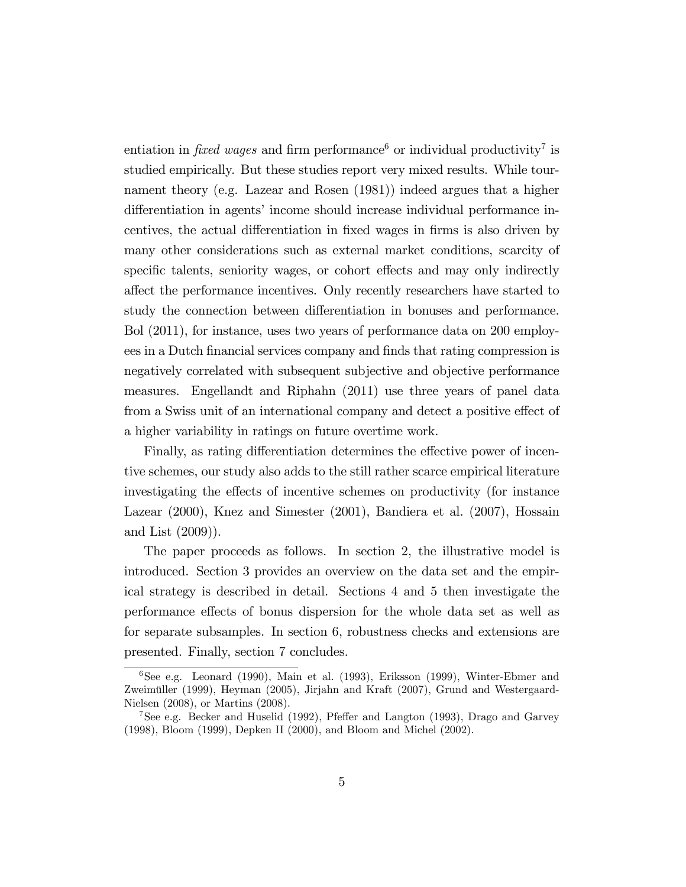entiation in *fixed wages* and firm performance[6] or individual productivity[7] is studied empirically. But these studies report very mixed results. While tournament theory (e.g. Lazear and Rosen (1981)) indeed argues that a higher differentiation in agents' income should increase individual performance incentives, the actual differentiation in fixed wages in firms is also driven by many other considerations such as external market conditions, scarcity of specific talents, seniority wages, or cohort effects and may only indirectly affect the performance incentives. Only recently researchers have started to study the connection between differentiation in bonuses and performance. Bol (2011), for instance, uses two years of performance data on 200 employees in a Dutch financial services company and finds that rating compression is negatively correlated with subsequent subjective and objective performance measures. Engellandt and Riphahn (2011) use three years of panel data from a Swiss unit of an international company and detect a positive effect of a higher variability in ratings on future overtime work.

Finally, as rating differentiation determines the effective power of incentive schemes, our study also adds to the still rather scarce empirical literature investigating the effects of incentive schemes on productivity (for instance Lazear (2000), Knez and Simester (2001), Bandiera et al. (2007), Hossain and List (2009)).

The paper proceeds as follows. In section 2, the illustrative model is introduced. Section 3 provides an overview on the data set and the empirical strategy is described in detail. Sections 4 and 5 then investigate the performance effects of bonus dispersion for the whole data set as well as for separate subsamples. In section 6, robustness checks and extensions are presented. Finally, section 7 concludes.

[6]See e.g. Leonard (1990), Main et al. (1993), Eriksson (1999), Winter-Ebmer and Zweimüller (1999), Heyman (2005), Jirjahn and Kraft (2007), Grund and Westergaard-Nielsen (2008), or Martins (2008).

[7]See e.g. Becker and Huselid (1992), Pfeffer and Langton (1993), Drago and Garvey (1998), Bloom (1999), Depken II (2000), and Bloom and Michel (2002).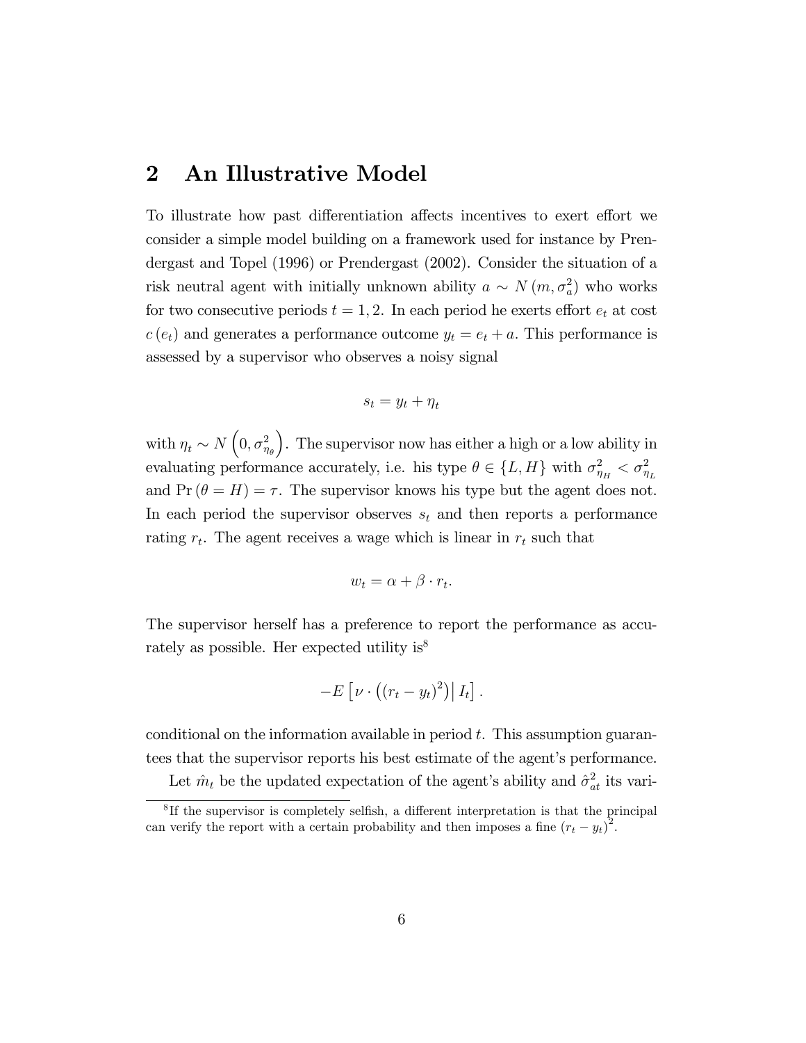## 2 An Illustrative Model

To illustrate how past differentiation affects incentives to exert effort we consider a simple model building on a framework used for instance by Prendergast and Topel (1996) or Prendergast (2002). Consider the situation of a risk neutral agent with initially unknown ability $a \sim N(m, \sigma_a^2)$ who works for two consecutive periods $t = 1, 2$. In each period he exerts effort $e_t$ at cost $c(e_t)$ and generates a performance outcome $y_t = e_t + a$. This performance is assessed by a supervisor who observes a noisy signal

$$s_t = y_t + \eta_t$$

with $\eta_t \sim N\left(0, \sigma_{\eta_\theta}^2\right)$. The supervisor now has either a high or a low ability in evaluating performance accurately, i.e. his type $\theta \in \{L, H\}$ with $\sigma_{\eta_H}^2 < \sigma_{\eta_L}^2$ and $\Pr(\theta = H) = \tau$. The supervisor knows his type but the agent does not. In each period the supervisor observes $s_t$ and then reports a performance rating $r_t$. The agent receives a wage which is linear in $r_t$ such that

$$w_t = \alpha + \beta \cdot r_t.$$

The supervisor herself has a preference to report the performance as accurately as possible. Her expected utility is[8]

$$-E\left[\nu \cdot \left((r_t - y_t)^2\right) \middle| I_t\right].$$

conditional on the information available in period $t$. This assumption guarantees that the supervisor reports his best estimate of the agent's performance.

Let $\hat{m}_t$ be the updated expectation of the agent's ability and $\hat{\sigma}_{at}^2$ its vari-

[8] If the supervisor is completely selfish, a different interpretation is that the principal can verify the report with a certain probability and then imposes a fine $(r_t - y_t)^2$.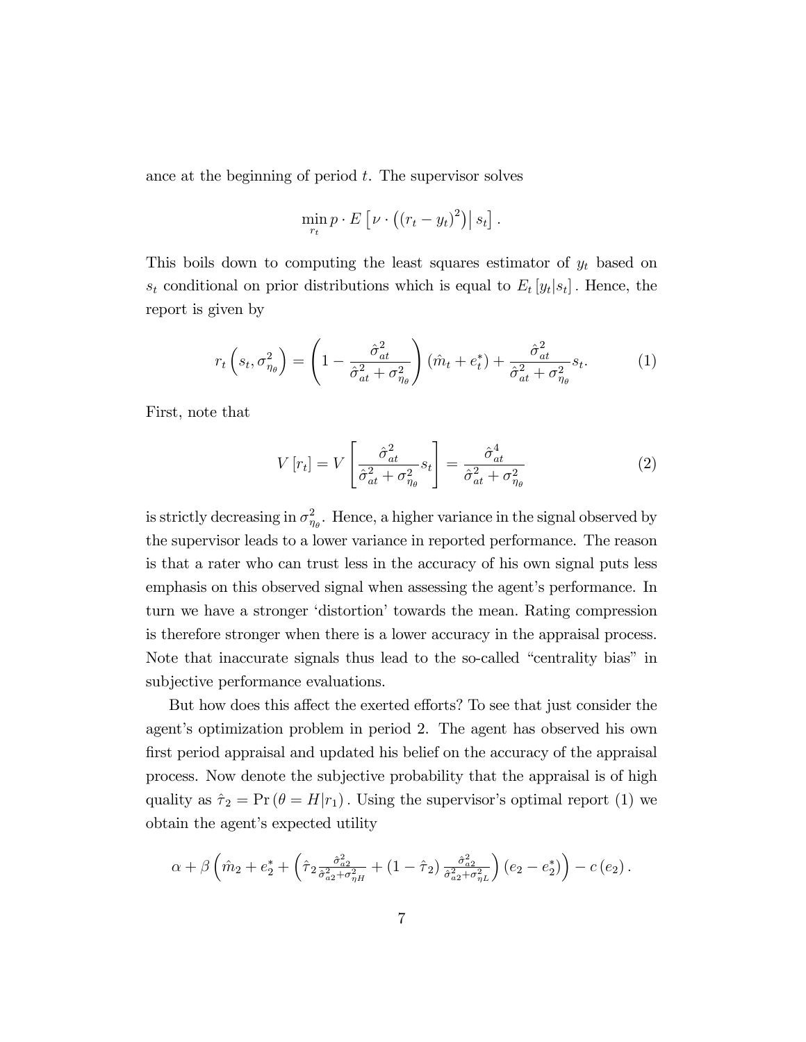ance at the beginning of period $t$. The supervisor solves

$$\min_{r_t} p \cdot E\left[\nu \cdot \left((r_t - y_t)^2\right) \middle| s_t\right].$$

This boils down to computing the least squares estimator of $y_t$ based on $s_t$ conditional on prior distributions which is equal to $E_t[y_t|s_t]$. Hence, the report is given by

$$r_t\left(s_t, \sigma^2_{\eta_\theta}\right) = \left(1 - \frac{\hat{\sigma}^2_{at}}{\hat{\sigma}^2_{at} + \sigma^2_{\eta_\theta}}\right)(\hat{m}_t + e^*_t) + \frac{\hat{\sigma}^2_{at}}{\hat{\sigma}^2_{at} + \sigma^2_{\eta_\theta}} s_t. \tag{1}$$

First, note that

$$V[r_t] = V\left[\frac{\hat{\sigma}^2_{at}}{\hat{\sigma}^2_{at} + \sigma^2_{\eta_\theta}} s_t\right] = \frac{\hat{\sigma}^4_{at}}{\hat{\sigma}^2_{at} + \sigma^2_{\eta_\theta}} \tag{2}$$

is strictly decreasing in $\sigma^2_{\eta_\theta}$. Hence, a higher variance in the signal observed by the supervisor leads to a lower variance in reported performance. The reason is that a rater who can trust less in the accuracy of his own signal puts less emphasis on this observed signal when assessing the agent's performance. In turn we have a stronger 'distortion' towards the mean. Rating compression is therefore stronger when there is a lower accuracy in the appraisal process. Note that inaccurate signals thus lead to the so-called "centrality bias" in subjective performance evaluations.

But how does this affect the exerted efforts? To see that just consider the agent's optimization problem in period 2. The agent has observed his own first period appraisal and updated his belief on the accuracy of the appraisal process. Now denote the subjective probability that the appraisal is of high quality as $\hat{\tau}_2 = \Pr(\theta = H|r_1)$. Using the supervisor's optimal report (1) we obtain the agent's expected utility

$$\alpha + \beta\left(\hat{m}_2 + e^*_2 + \left(\hat{\tau}_2 \frac{\hat{\sigma}^2_{a2}}{\hat{\sigma}^2_{a2} + \sigma^2_{\eta H}} + (1 - \hat{\tau}_2)\frac{\hat{\sigma}^2_{a2}}{\hat{\sigma}^2_{a2} + \sigma^2_{\eta L}}\right)(e_2 - e^*_2)\right) - c(e_2).$$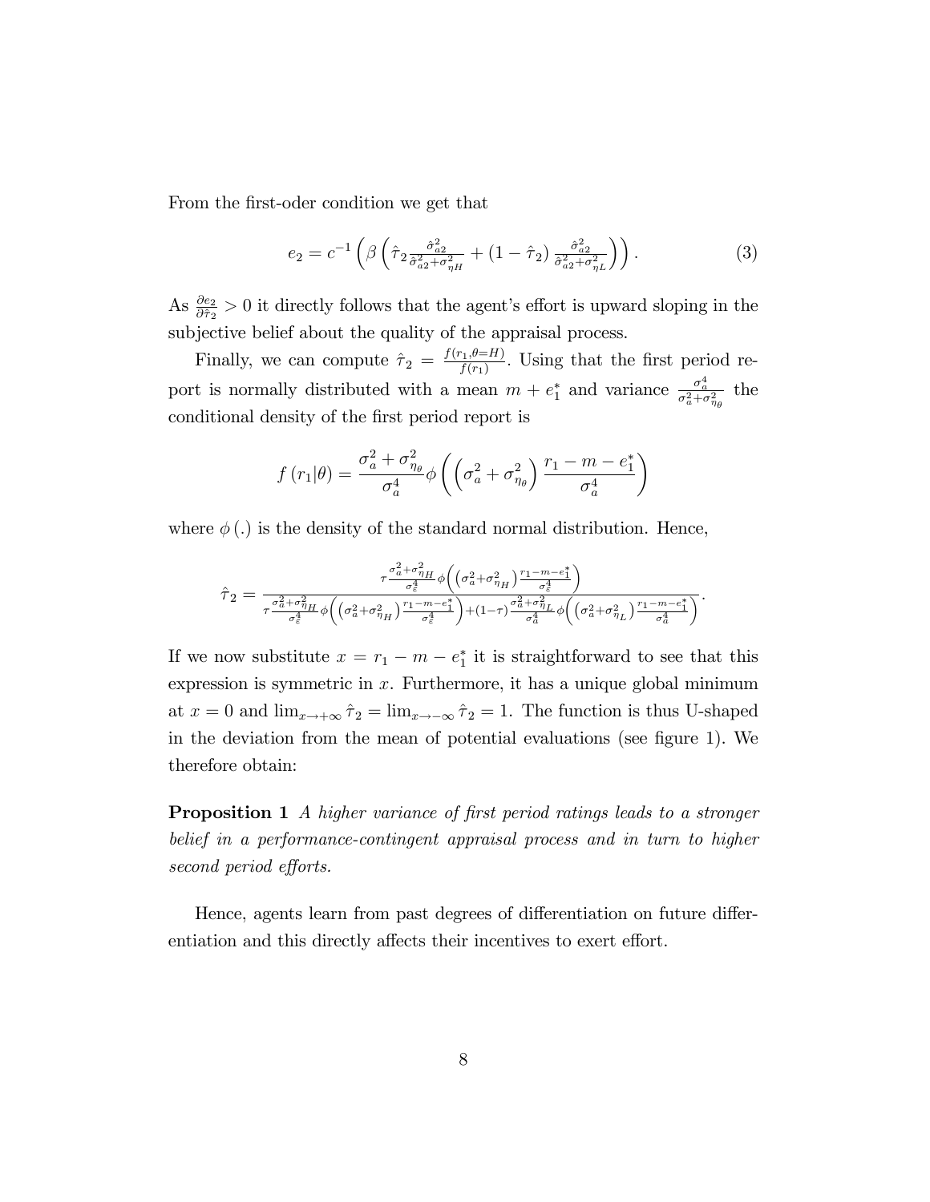From the first-oder condition we get that

$$e_2 = c^{-1}\left(\beta\left(\hat{\tau}_2 \frac{\hat{\sigma}_{a2}^2}{\hat{\sigma}_{a2}^2+\sigma_{\eta H}^2} + (1-\hat{\tau}_2)\frac{\hat{\sigma}_{a2}^2}{\hat{\sigma}_{a2}^2+\sigma_{\eta L}^2}\right)\right). \tag{3}$$

As $\frac{\partial e_2}{\partial \hat{\tau}_2} > 0$ it directly follows that the agent's effort is upward sloping in the subjective belief about the quality of the appraisal process.

Finally, we can compute $\hat{\tau}_2 = \frac{f(r_1, \theta=H)}{f(r_1)}$. Using that the first period report is normally distributed with a mean $m + e_1^*$ and variance $\frac{\sigma_a^4}{\sigma_a^2+\sigma_{\eta_\theta}^2}$ the conditional density of the first period report is

$$f(r_1|\theta) = \frac{\sigma_a^2+\sigma_{\eta_\theta}^2}{\sigma_a^4}\phi\left(\left(\sigma_a^2+\sigma_{\eta_\theta}^2\right)\frac{r_1-m-e_1^*}{\sigma_a^4}\right)$$

where $\phi(.)$ is the density of the standard normal distribution. Hence,

$$\hat{\tau}_2 = \frac{\tau\frac{\sigma_a^2+\sigma_{\eta H}^2}{\sigma_\varepsilon^4}\phi\left(\left(\sigma_a^2+\sigma_{\eta_H}^2\right)\frac{r_1-m-e_1^*}{\sigma_\varepsilon^4}\right)}{\tau\frac{\sigma_a^2+\sigma_{\eta H}^2}{\sigma_\varepsilon^4}\phi\left(\left(\sigma_a^2+\sigma_{\eta_H}^2\right)\frac{r_1-m-e_1^*}{\sigma_\varepsilon^4}\right)+(1-\tau)\frac{\sigma_a^2+\sigma_{\eta L}^2}{\sigma_a^4}\phi\left(\left(\sigma_a^2+\sigma_{\eta_L}^2\right)\frac{r_1-m-e_1^*}{\sigma_a^4}\right)}.$$

If we now substitute $x = r_1 - m - e_1^*$ it is straightforward to see that this expression is symmetric in $x$. Furthermore, it has a unique global minimum at $x = 0$ and $\lim_{x\to+\infty}\hat{\tau}_2 = \lim_{x\to-\infty}\hat{\tau}_2 = 1$. The function is thus U-shaped in the deviation from the mean of potential evaluations (see figure 1). We therefore obtain:

**Proposition 1** *A higher variance of first period ratings leads to a stronger belief in a performance-contingent appraisal process and in turn to higher second period efforts.*

Hence, agents learn from past degrees of differentiation on future differentiation and this directly affects their incentives to exert effort.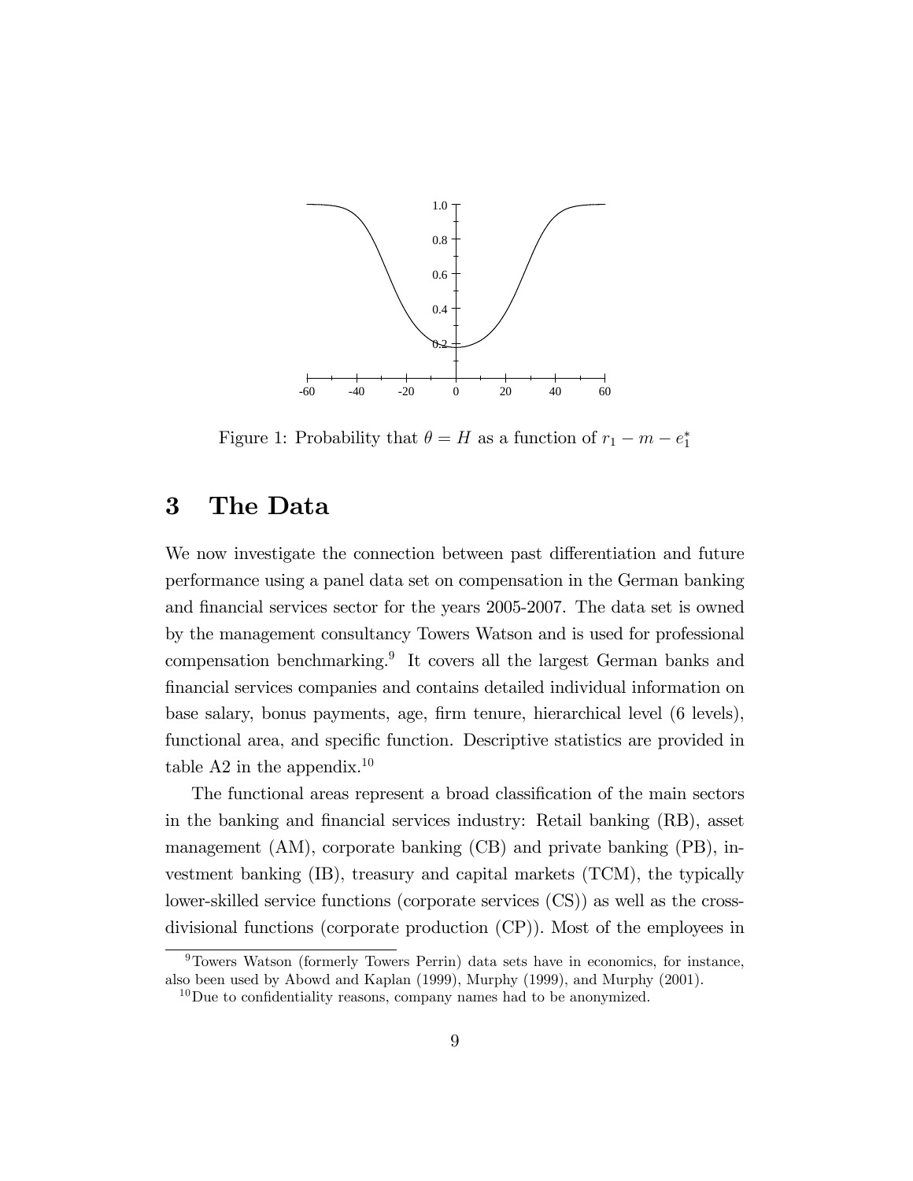Figure 1: Probability that $\theta = H$ as a function of $r_1 - m - e_1^*$

# 3 The Data

We now investigate the connection between past differentiation and future performance using a panel data set on compensation in the German banking and financial services sector for the years 2005-2007. The data set is owned by the management consultancy Towers Watson and is used for professional compensation benchmarking.[9] It covers all the largest German banks and financial services companies and contains detailed individual information on base salary, bonus payments, age, firm tenure, hierarchical level (6 levels), functional area, and specific function. Descriptive statistics are provided in table A2 in the appendix.[10]

The functional areas represent a broad classification of the main sectors in the banking and financial services industry: Retail banking (RB), asset management (AM), corporate banking (CB) and private banking (PB), investment banking (IB), treasury and capital markets (TCM), the typically lower-skilled service functions (corporate services (CS)) as well as the cross-divisional functions (corporate production (CP)). Most of the employees in

[9] Towers Watson (formerly Towers Perrin) data sets have in economics, for instance, also been used by Abowd and Kaplan (1999), Murphy (1999), and Murphy (2001).

[10] Due to confidentiality reasons, company names had to be anonymized.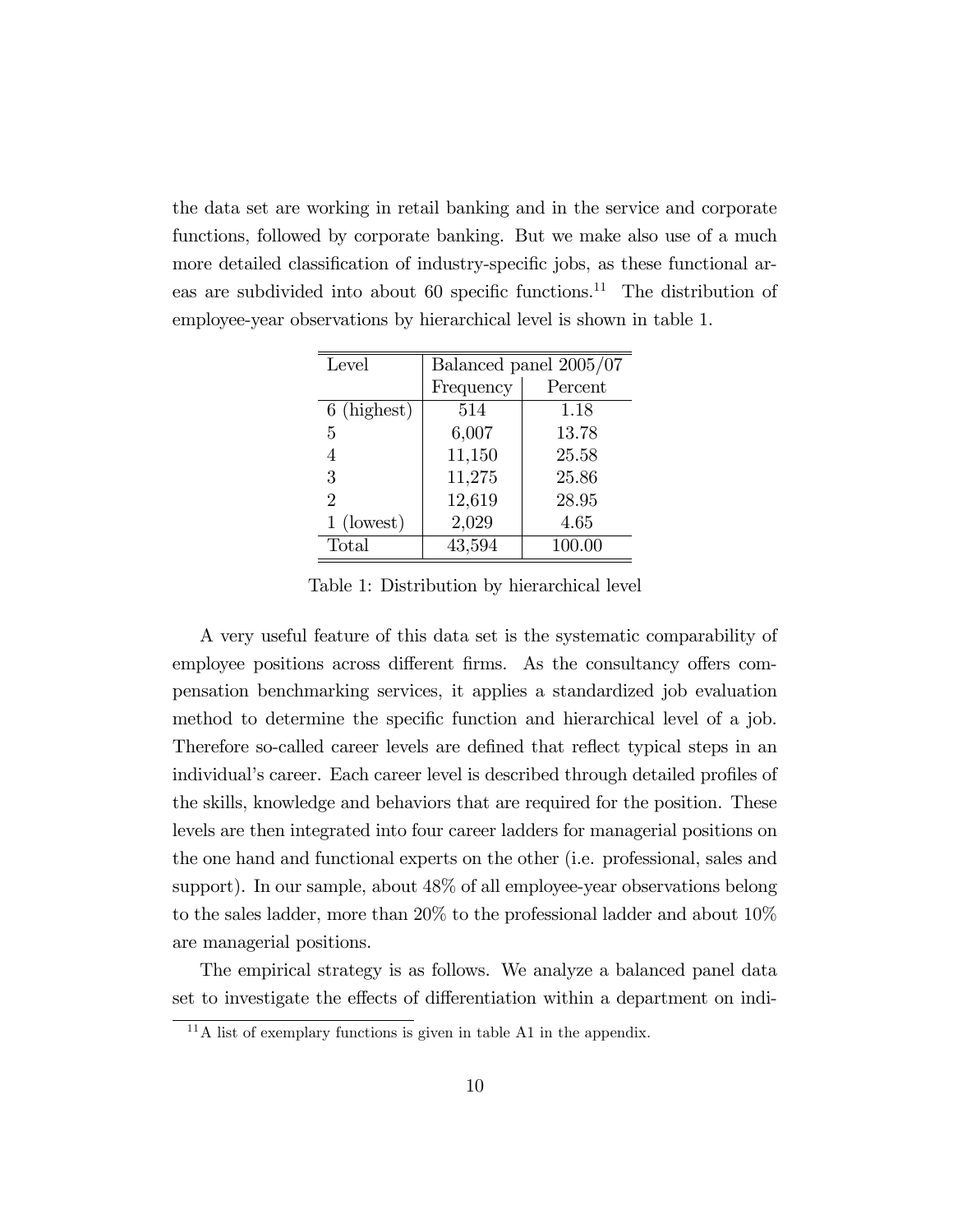the data set are working in retail banking and in the service and corporate functions, followed by corporate banking. But we make also use of a much more detailed classification of industry-specific jobs, as these functional areas are subdivided into about 60 specific functions.[11] The distribution of employee-year observations by hierarchical level is shown in table 1.

| Level | Balanced panel 2005/07 | |
|---|---|---|
| | Frequency | Percent |
| 6 (highest) | 514 | 1.18 |
| 5 | 6,007 | 13.78 |
| 4 | 11,150 | 25.58 |
| 3 | 11,275 | 25.86 |
| 2 | 12,619 | 28.95 |
| 1 (lowest) | 2,029 | 4.65 |
| Total | 43,594 | 100.00 |

Table 1: Distribution by hierarchical level

A very useful feature of this data set is the systematic comparability of employee positions across different firms. As the consultancy offers compensation benchmarking services, it applies a standardized job evaluation method to determine the specific function and hierarchical level of a job. Therefore so-called career levels are defined that reflect typical steps in an individual's career. Each career level is described through detailed profiles of the skills, knowledge and behaviors that are required for the position. These levels are then integrated into four career ladders for managerial positions on the one hand and functional experts on the other (i.e. professional, sales and support). In our sample, about 48% of all employee-year observations belong to the sales ladder, more than 20% to the professional ladder and about 10% are managerial positions.

The empirical strategy is as follows. We analyze a balanced panel data set to investigate the effects of differentiation within a department on indi-

[11] A list of exemplary functions is given in table A1 in the appendix.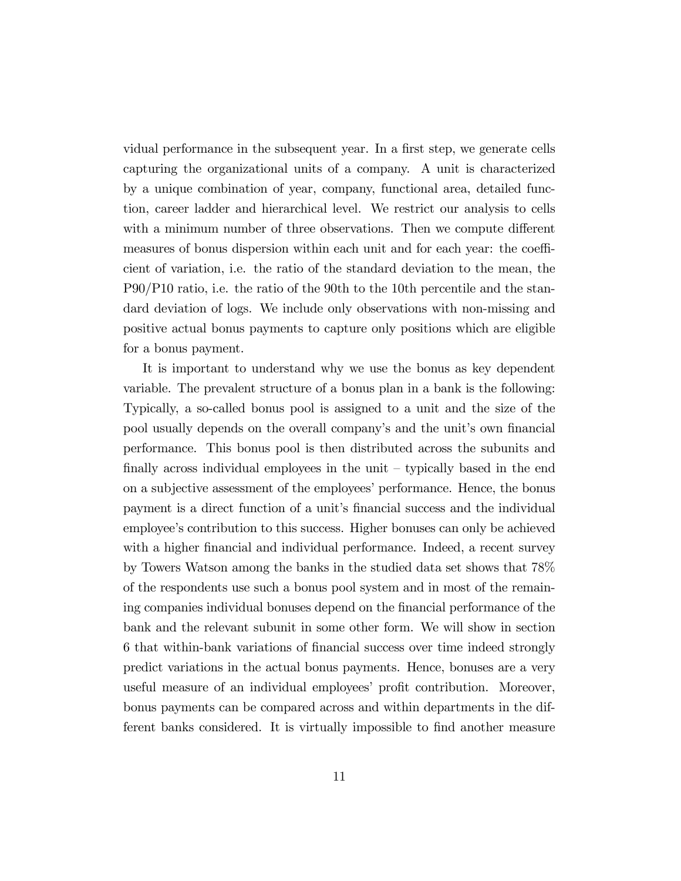vidual performance in the subsequent year. In a first step, we generate cells capturing the organizational units of a company. A unit is characterized by a unique combination of year, company, functional area, detailed function, career ladder and hierarchical level. We restrict our analysis to cells with a minimum number of three observations. Then we compute different measures of bonus dispersion within each unit and for each year: the coefficient of variation, i.e. the ratio of the standard deviation to the mean, the P90/P10 ratio, i.e. the ratio of the 90th to the 10th percentile and the standard deviation of logs. We include only observations with non-missing and positive actual bonus payments to capture only positions which are eligible for a bonus payment.

It is important to understand why we use the bonus as key dependent variable. The prevalent structure of a bonus plan in a bank is the following: Typically, a so-called bonus pool is assigned to a unit and the size of the pool usually depends on the overall company's and the unit's own financial performance. This bonus pool is then distributed across the subunits and finally across individual employees in the unit – typically based in the end on a subjective assessment of the employees' performance. Hence, the bonus payment is a direct function of a unit's financial success and the individual employee's contribution to this success. Higher bonuses can only be achieved with a higher financial and individual performance. Indeed, a recent survey by Towers Watson among the banks in the studied data set shows that 78% of the respondents use such a bonus pool system and in most of the remaining companies individual bonuses depend on the financial performance of the bank and the relevant subunit in some other form. We will show in section 6 that within-bank variations of financial success over time indeed strongly predict variations in the actual bonus payments. Hence, bonuses are a very useful measure of an individual employees' profit contribution. Moreover, bonus payments can be compared across and within departments in the different banks considered. It is virtually impossible to find another measure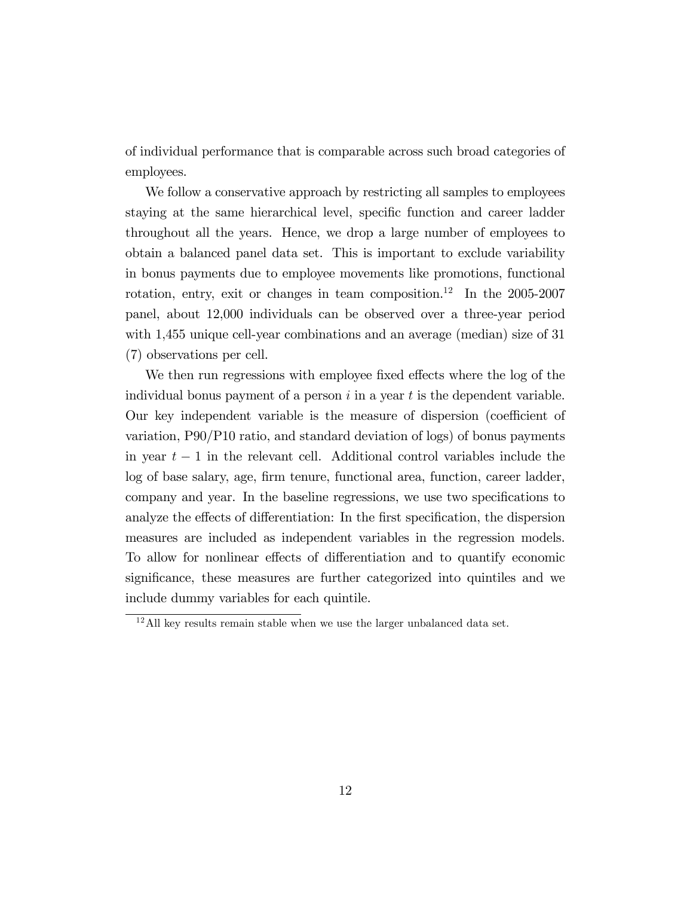of individual performance that is comparable across such broad categories of employees.

We follow a conservative approach by restricting all samples to employees staying at the same hierarchical level, specific function and career ladder throughout all the years. Hence, we drop a large number of employees to obtain a balanced panel data set. This is important to exclude variability in bonus payments due to employee movements like promotions, functional rotation, entry, exit or changes in team composition.[12] In the 2005-2007 panel, about 12,000 individuals can be observed over a three-year period with 1,455 unique cell-year combinations and an average (median) size of 31 (7) observations per cell.

We then run regressions with employee fixed effects where the log of the individual bonus payment of a person $i$ in a year $t$ is the dependent variable. Our key independent variable is the measure of dispersion (coefficient of variation, P90/P10 ratio, and standard deviation of logs) of bonus payments in year $t-1$ in the relevant cell. Additional control variables include the log of base salary, age, firm tenure, functional area, function, career ladder, company and year. In the baseline regressions, we use two specifications to analyze the effects of differentiation: In the first specification, the dispersion measures are included as independent variables in the regression models. To allow for nonlinear effects of differentiation and to quantify economic significance, these measures are further categorized into quintiles and we include dummy variables for each quintile.

[12] All key results remain stable when we use the larger unbalanced data set.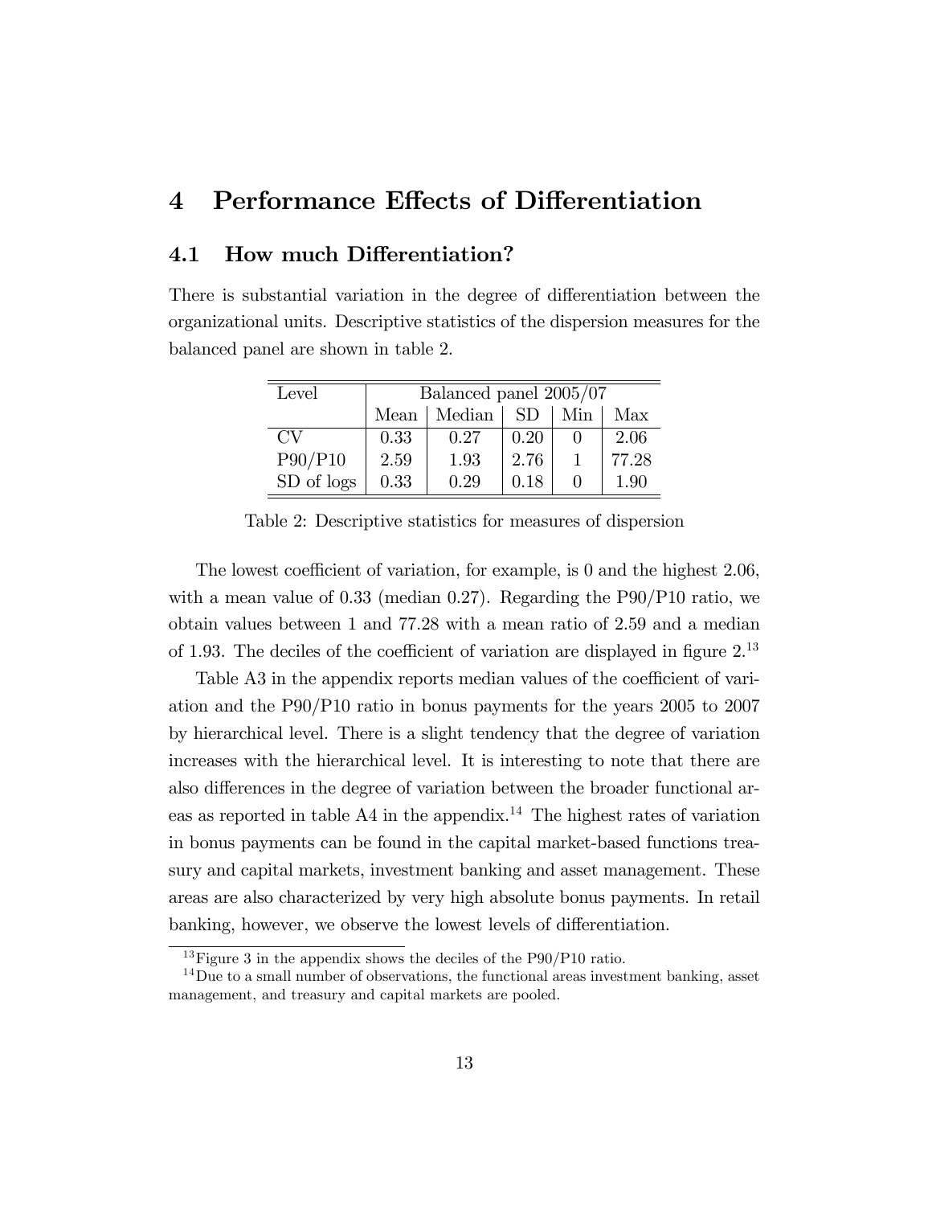# 4 Performance Effects of Differentiation

## 4.1 How much Differentiation?

There is substantial variation in the degree of differentiation between the organizational units. Descriptive statistics of the dispersion measures for the balanced panel are shown in table 2.

| Level | Balanced panel 2005/07 | | | | |
|---|---|---|---|---|---|
| | Mean | Median | SD | Min | Max |
| CV | 0.33 | 0.27 | 0.20 | 0 | 2.06 |
| P90/P10 | 2.59 | 1.93 | 2.76 | 1 | 77.28 |
| SD of logs | 0.33 | 0.29 | 0.18 | 0 | 1.90 |

Table 2: Descriptive statistics for measures of dispersion

The lowest coefficient of variation, for example, is 0 and the highest 2.06, with a mean value of 0.33 (median 0.27). Regarding the P90/P10 ratio, we obtain values between 1 and 77.28 with a mean ratio of 2.59 and a median of 1.93. The deciles of the coefficient of variation are displayed in figure 2.[13]

Table A3 in the appendix reports median values of the coefficient of variation and the P90/P10 ratio in bonus payments for the years 2005 to 2007 by hierarchical level. There is a slight tendency that the degree of variation increases with the hierarchical level. It is interesting to note that there are also differences in the degree of variation between the broader functional areas as reported in table A4 in the appendix.[14] The highest rates of variation in bonus payments can be found in the capital market-based functions treasury and capital markets, investment banking and asset management. These areas are also characterized by very high absolute bonus payments. In retail banking, however, we observe the lowest levels of differentiation.

[13] Figure 3 in the appendix shows the deciles of the P90/P10 ratio.

[14] Due to a small number of observations, the functional areas investment banking, asset management, and treasury and capital markets are pooled.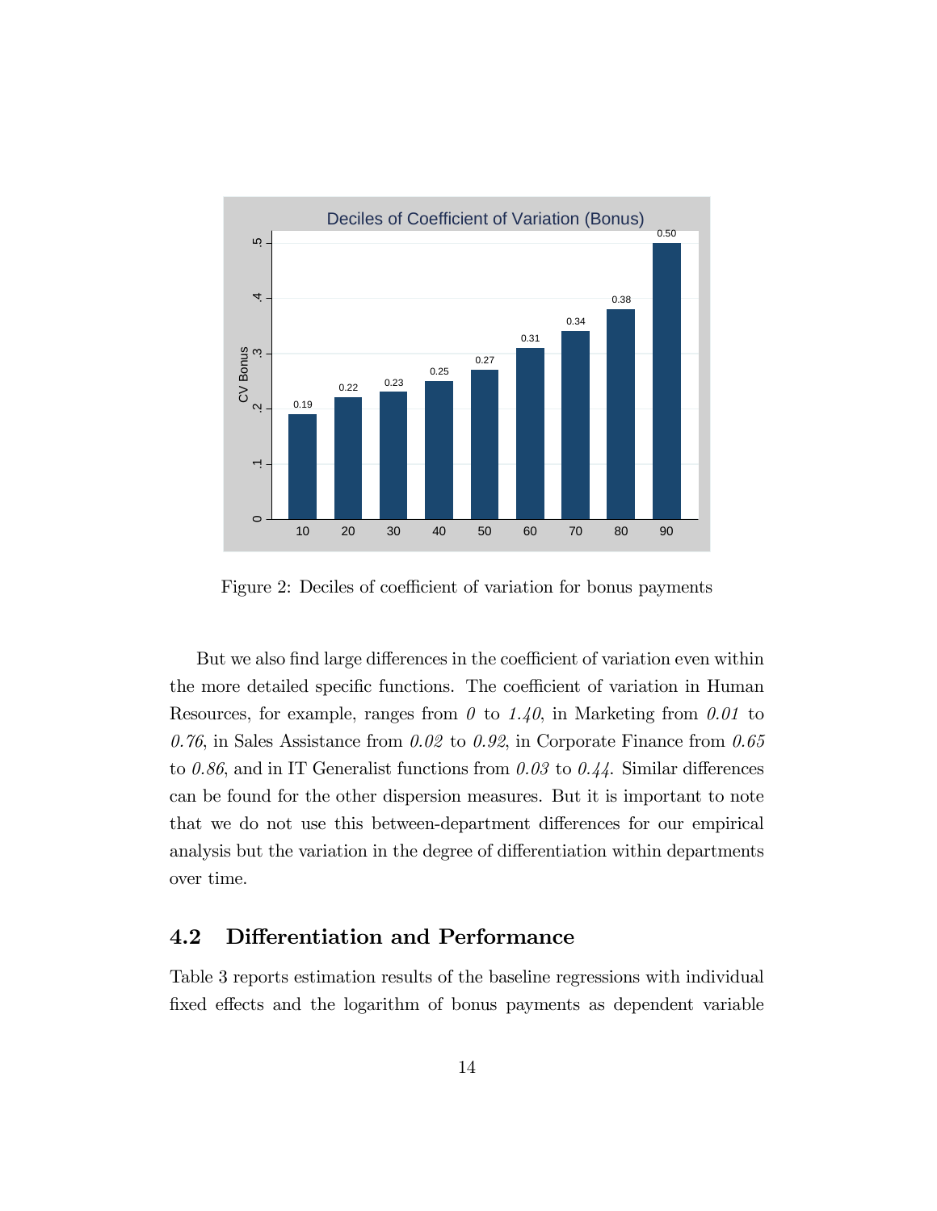Figure 2: Deciles of coefficient of variation for bonus payments

But we also find large differences in the coefficient of variation even within the more detailed specific functions. The coefficient of variation in Human Resources, for example, ranges from *0* to *1.40*, in Marketing from *0.01* to *0.76*, in Sales Assistance from *0.02* to *0.92*, in Corporate Finance from *0.65* to *0.86*, and in IT Generalist functions from *0.03* to *0.44*. Similar differences can be found for the other dispersion measures. But it is important to note that we do not use this between-department differences for our empirical analysis but the variation in the degree of differentiation within departments over time.

## 4.2 Differentiation and Performance

Table 3 reports estimation results of the baseline regressions with individual fixed effects and the logarithm of bonus payments as dependent variable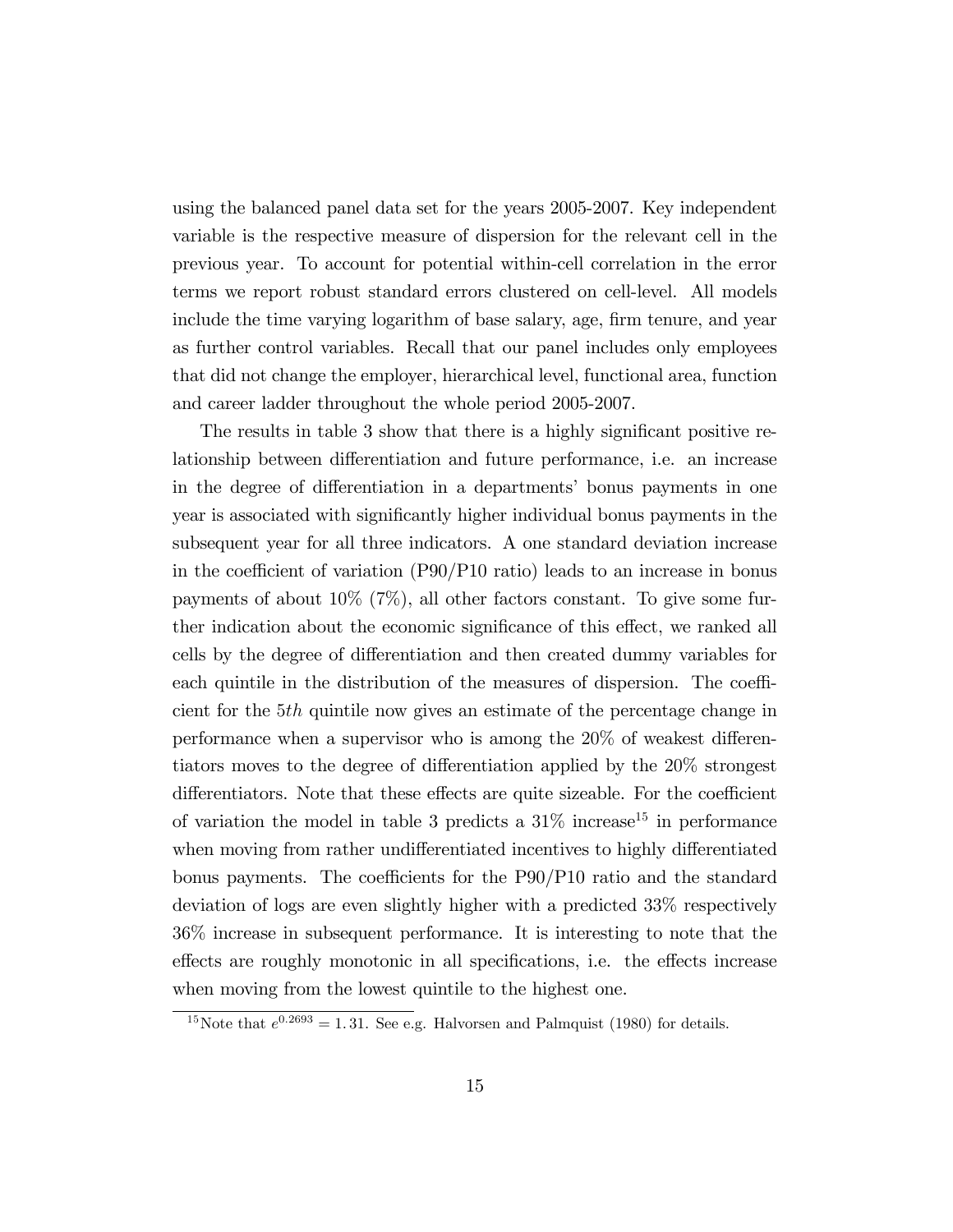using the balanced panel data set for the years 2005-2007. Key independent variable is the respective measure of dispersion for the relevant cell in the previous year. To account for potential within-cell correlation in the error terms we report robust standard errors clustered on cell-level. All models include the time varying logarithm of base salary, age, firm tenure, and year as further control variables. Recall that our panel includes only employees that did not change the employer, hierarchical level, functional area, function and career ladder throughout the whole period 2005-2007.

The results in table 3 show that there is a highly significant positive relationship between differentiation and future performance, i.e. an increase in the degree of differentiation in a departments' bonus payments in one year is associated with significantly higher individual bonus payments in the subsequent year for all three indicators. A one standard deviation increase in the coefficient of variation (P90/P10 ratio) leads to an increase in bonus payments of about 10% (7%), all other factors constant. To give some further indication about the economic significance of this effect, we ranked all cells by the degree of differentiation and then created dummy variables for each quintile in the distribution of the measures of dispersion. The coefficient for the $5th$ quintile now gives an estimate of the percentage change in performance when a supervisor who is among the 20% of weakest differentiators moves to the degree of differentiation applied by the 20% strongest differentiators. Note that these effects are quite sizeable. For the coefficient of variation the model in table 3 predicts a 31% increase[15] in performance when moving from rather undifferentiated incentives to highly differentiated bonus payments. The coefficients for the P90/P10 ratio and the standard deviation of logs are even slightly higher with a predicted 33% respectively 36% increase in subsequent performance. It is interesting to note that the effects are roughly monotonic in all specifications, i.e. the effects increase when moving from the lowest quintile to the highest one.

[15] Note that $e^{0.2693} = 1.31$. See e.g. Halvorsen and Palmquist (1980) for details.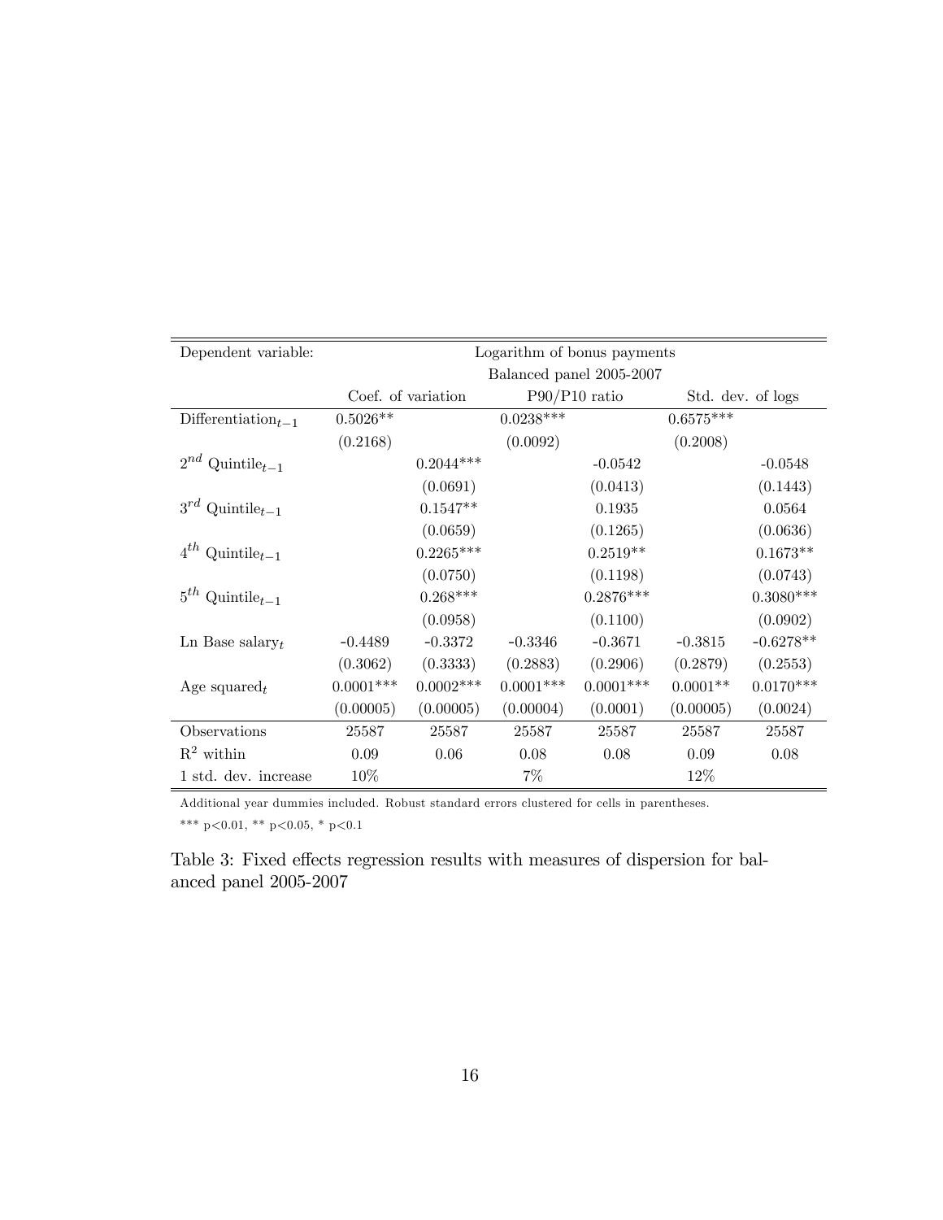| Dependent variable: | Logarithm of bonus payments | | | | | |
|---|---|---|---|---|---|---|
| | Balanced panel 2005-2007 | | | | | |
| | Coef. of variation | | P90/P10 ratio | | Std. dev. of logs | |
| $\text{Differentiation}_{t-1}$ | 0.5026** | | 0.0238*** | | 0.6575*** | |
| | (0.2168) | | (0.0092) | | (0.2008) | |
| $2^{nd}$ $\text{Quintile}_{t-1}$ | | 0.2044*** | | -0.0542 | | -0.0548 |
| | | (0.0691) | | (0.0413) | | (0.1443) |
| $3^{rd}$ $\text{Quintile}_{t-1}$ | | 0.1547** | | 0.1935 | | 0.0564 |
| | | (0.0659) | | (0.1265) | | (0.0636) |
| $4^{th}$ $\text{Quintile}_{t-1}$ | | 0.2265*** | | 0.2519** | | 0.1673** |
| | | (0.0750) | | (0.1198) | | (0.0743) |
| $5^{th}$ $\text{Quintile}_{t-1}$ | | 0.268*** | | 0.2876*** | | 0.3080*** |
| | | (0.0958) | | (0.1100) | | (0.0902) |
| Ln Base $\text{salary}_t$ | -0.4489 | -0.3372 | -0.3346 | -0.3671 | -0.3815 | -0.6278** |
| | (0.3062) | (0.3333) | (0.2883) | (0.2906) | (0.2879) | (0.2553) |
| Age $\text{squared}_t$ | 0.0001*** | 0.0002*** | 0.0001*** | 0.0001*** | 0.0001** | 0.0170*** |
| | (0.00005) | (0.00005) | (0.00004) | (0.0001) | (0.00005) | (0.0024) |
| Observations | 25587 | 25587 | 25587 | 25587 | 25587 | 25587 |
| $R^2$ within | 0.09 | 0.06 | 0.08 | 0.08 | 0.09 | 0.08 |
| 1 std. dev. increase | 10% | | 7% | | 12% | |

Additional year dummies included. Robust standard errors clustered for cells in parentheses.

*** p<0.01, ** p<0.05, * p<0.1

Table 3: Fixed effects regression results with measures of dispersion for balanced panel 2005-2007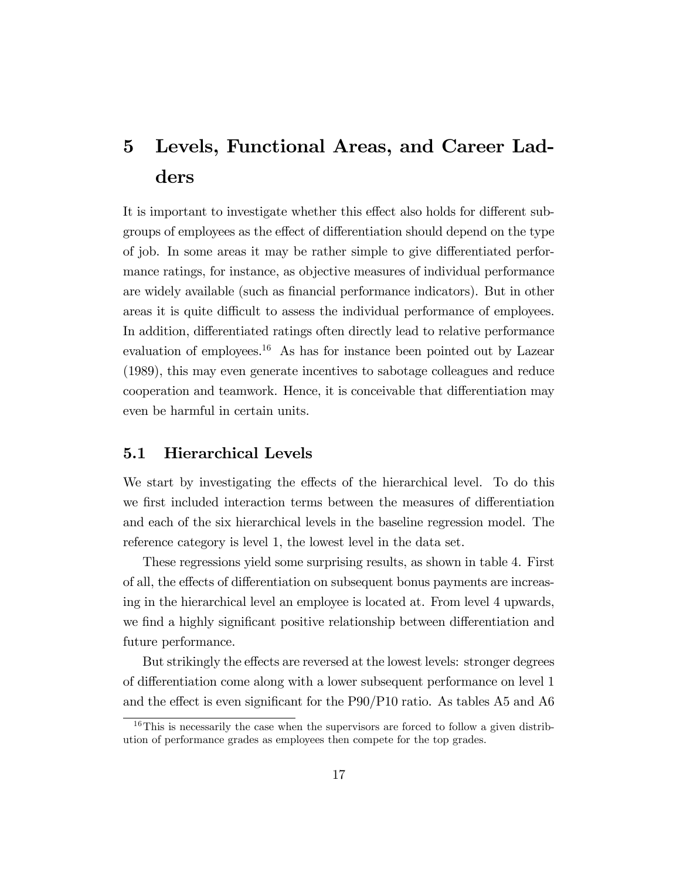# 5 Levels, Functional Areas, and Career Ladders

It is important to investigate whether this effect also holds for different subgroups of employees as the effect of differentiation should depend on the type of job. In some areas it may be rather simple to give differentiated performance ratings, for instance, as objective measures of individual performance are widely available (such as financial performance indicators). But in other areas it is quite difficult to assess the individual performance of employees. In addition, differentiated ratings often directly lead to relative performance evaluation of employees.[16] As has for instance been pointed out by Lazear (1989), this may even generate incentives to sabotage colleagues and reduce cooperation and teamwork. Hence, it is conceivable that differentiation may even be harmful in certain units.

## 5.1 Hierarchical Levels

We start by investigating the effects of the hierarchical level. To do this we first included interaction terms between the measures of differentiation and each of the six hierarchical levels in the baseline regression model. The reference category is level 1, the lowest level in the data set.

These regressions yield some surprising results, as shown in table 4. First of all, the effects of differentiation on subsequent bonus payments are increasing in the hierarchical level an employee is located at. From level 4 upwards, we find a highly significant positive relationship between differentiation and future performance.

But strikingly the effects are reversed at the lowest levels: stronger degrees of differentiation come along with a lower subsequent performance on level 1 and the effect is even significant for the P90/P10 ratio. As tables A5 and A6

[16] This is necessarily the case when the supervisors are forced to follow a given distribution of performance grades as employees then compete for the top grades.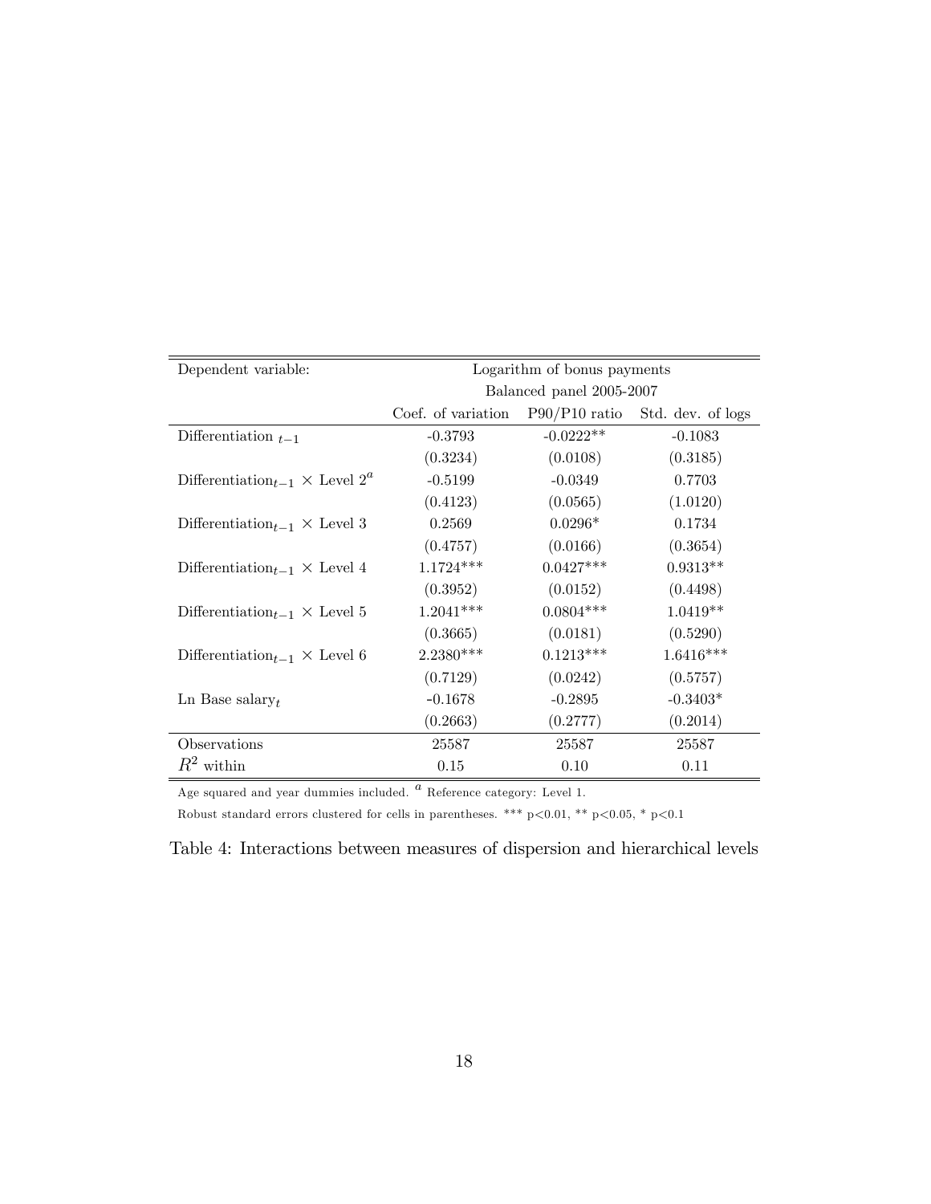| Dependent variable: | Logarithm of bonus payments | | |
|---|---|---|---|
| | Balanced panel 2005-2007 | | |
| | Coef. of variation | P90/P10 ratio | Std. dev. of logs |
| Differentiation $_{t-1}$ | -0.3793 | -0.0222** | -0.1083 |
| | (0.3234) | (0.0108) | (0.3185) |
| Differentiation$_{t-1}$ × Level 2[a] | -0.5199 | -0.0349 | 0.7703 |
| | (0.4123) | (0.0565) | (1.0120) |
| Differentiation$_{t-1}$ × Level 3 | 0.2569 | 0.0296* | 0.1734 |
| | (0.4757) | (0.0166) | (0.3654) |
| Differentiation$_{t-1}$ × Level 4 | 1.1724*** | 0.0427*** | 0.9313** |
| | (0.3952) | (0.0152) | (0.4498) |
| Differentiation$_{t-1}$ × Level 5 | 1.2041*** | 0.0804*** | 1.0419** |
| | (0.3665) | (0.0181) | (0.5290) |
| Differentiation$_{t-1}$ × Level 6 | 2.2380*** | 0.1213*** | 1.6416*** |
| | (0.7129) | (0.0242) | (0.5757) |
| Ln Base salary$_t$ | -0.1678 | -0.2895 | -0.3403* |
| | (0.2663) | (0.2777) | (0.2014) |
| Observations | 25587 | 25587 | 25587 |
| $R^2$ within | 0.15 | 0.10 | 0.11 |

Age squared and year dummies included. [a] Reference category: Level 1.

Robust standard errors clustered for cells in parentheses. *** p<0.01, ** p<0.05, * p<0.1

Table 4: Interactions between measures of dispersion and hierarchical levels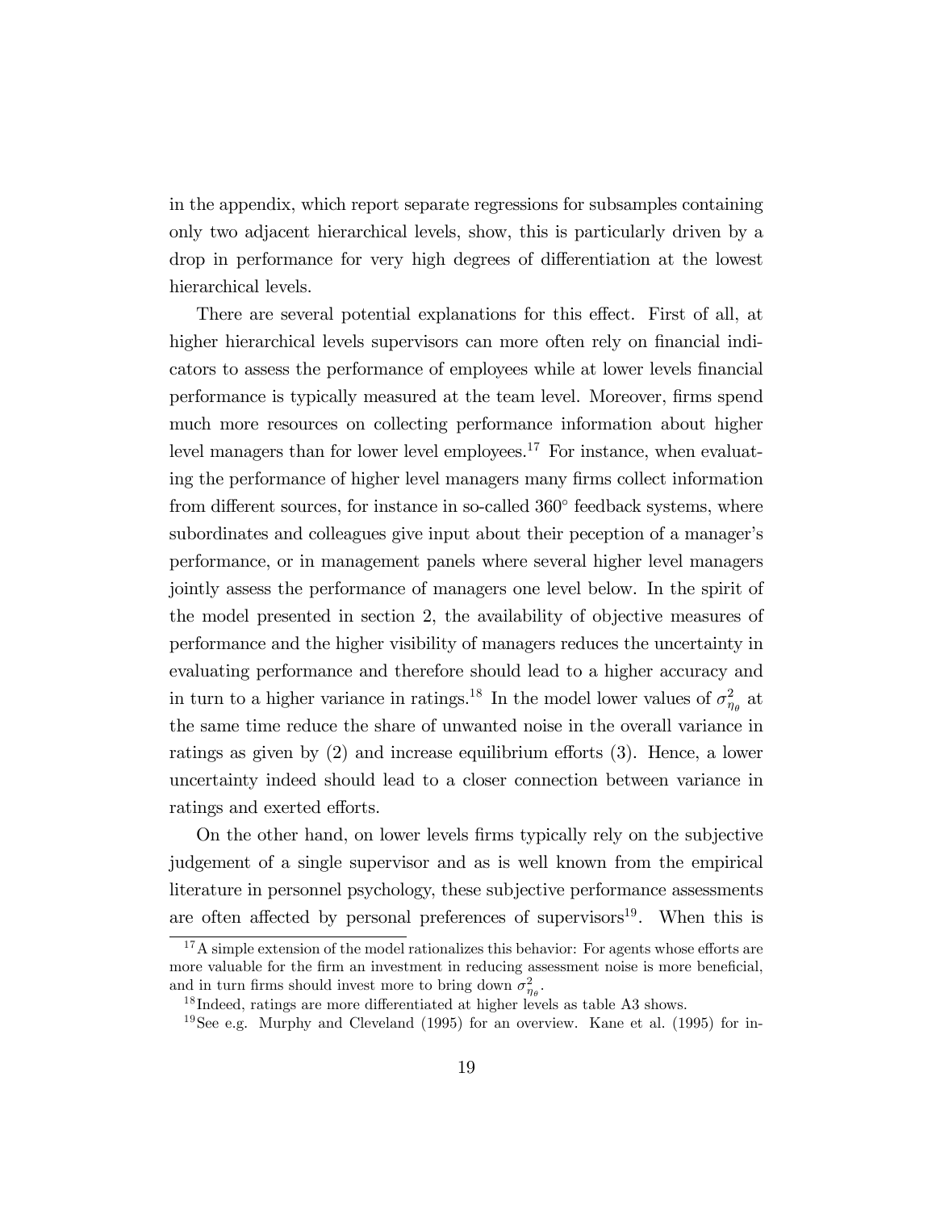in the appendix, which report separate regressions for subsamples containing only two adjacent hierarchical levels, show, this is particularly driven by a drop in performance for very high degrees of differentiation at the lowest hierarchical levels.

There are several potential explanations for this effect. First of all, at higher hierarchical levels supervisors can more often rely on financial indicators to assess the performance of employees while at lower levels financial performance is typically measured at the team level. Moreover, firms spend much more resources on collecting performance information about higher level managers than for lower level employees.[17] For instance, when evaluating the performance of higher level managers many firms collect information from different sources, for instance in so-called 360° feedback systems, where subordinates and colleagues give input about their peception of a manager's performance, or in management panels where several higher level managers jointly assess the performance of managers one level below. In the spirit of the model presented in section 2, the availability of objective measures of performance and the higher visibility of managers reduces the uncertainty in evaluating performance and therefore should lead to a higher accuracy and in turn to a higher variance in ratings.[18] In the model lower values of $\sigma^2_{\eta_\theta}$ at the same time reduce the share of unwanted noise in the overall variance in ratings as given by (2) and increase equilibrium efforts (3). Hence, a lower uncertainty indeed should lead to a closer connection between variance in ratings and exerted efforts.

On the other hand, on lower levels firms typically rely on the subjective judgement of a single supervisor and as is well known from the empirical literature in personnel psychology, these subjective performance assessments are often affected by personal preferences of supervisors[19]. When this is

[17] A simple extension of the model rationalizes this behavior: For agents whose efforts are more valuable for the firm an investment in reducing assessment noise is more beneficial, and in turn firms should invest more to bring down $\sigma^2_{\eta_\theta}$.

[18] Indeed, ratings are more differentiated at higher levels as table A3 shows.

[19] See e.g. Murphy and Cleveland (1995) for an overview. Kane et al. (1995) for in-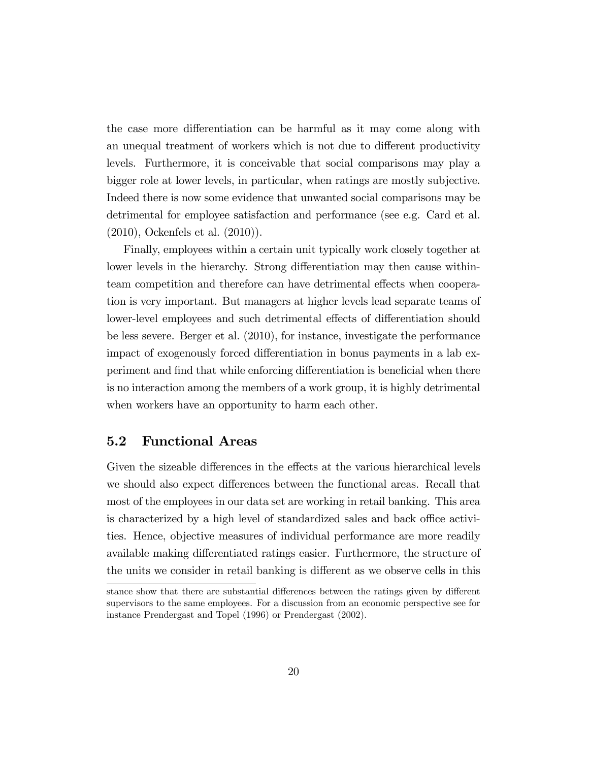the case more differentiation can be harmful as it may come along with an unequal treatment of workers which is not due to different productivity levels. Furthermore, it is conceivable that social comparisons may play a bigger role at lower levels, in particular, when ratings are mostly subjective. Indeed there is now some evidence that unwanted social comparisons may be detrimental for employee satisfaction and performance (see e.g. Card et al. (2010), Ockenfels et al. (2010)).

Finally, employees within a certain unit typically work closely together at lower levels in the hierarchy. Strong differentiation may then cause within-team competition and therefore can have detrimental effects when cooperation is very important. But managers at higher levels lead separate teams of lower-level employees and such detrimental effects of differentiation should be less severe. Berger et al. (2010), for instance, investigate the performance impact of exogenously forced differentiation in bonus payments in a lab experiment and find that while enforcing differentiation is beneficial when there is no interaction among the members of a work group, it is highly detrimental when workers have an opportunity to harm each other.

## 5.2 Functional Areas

Given the sizeable differences in the effects at the various hierarchical levels we should also expect differences between the functional areas. Recall that most of the employees in our data set are working in retail banking. This area is characterized by a high level of standardized sales and back office activities. Hence, objective measures of individual performance are more readily available making differentiated ratings easier. Furthermore, the structure of the units we consider in retail banking is different as we observe cells in this

stance show that there are substantial differences between the ratings given by different supervisors to the same employees. For a discussion from an economic perspective see for instance Prendergast and Topel (1996) or Prendergast (2002).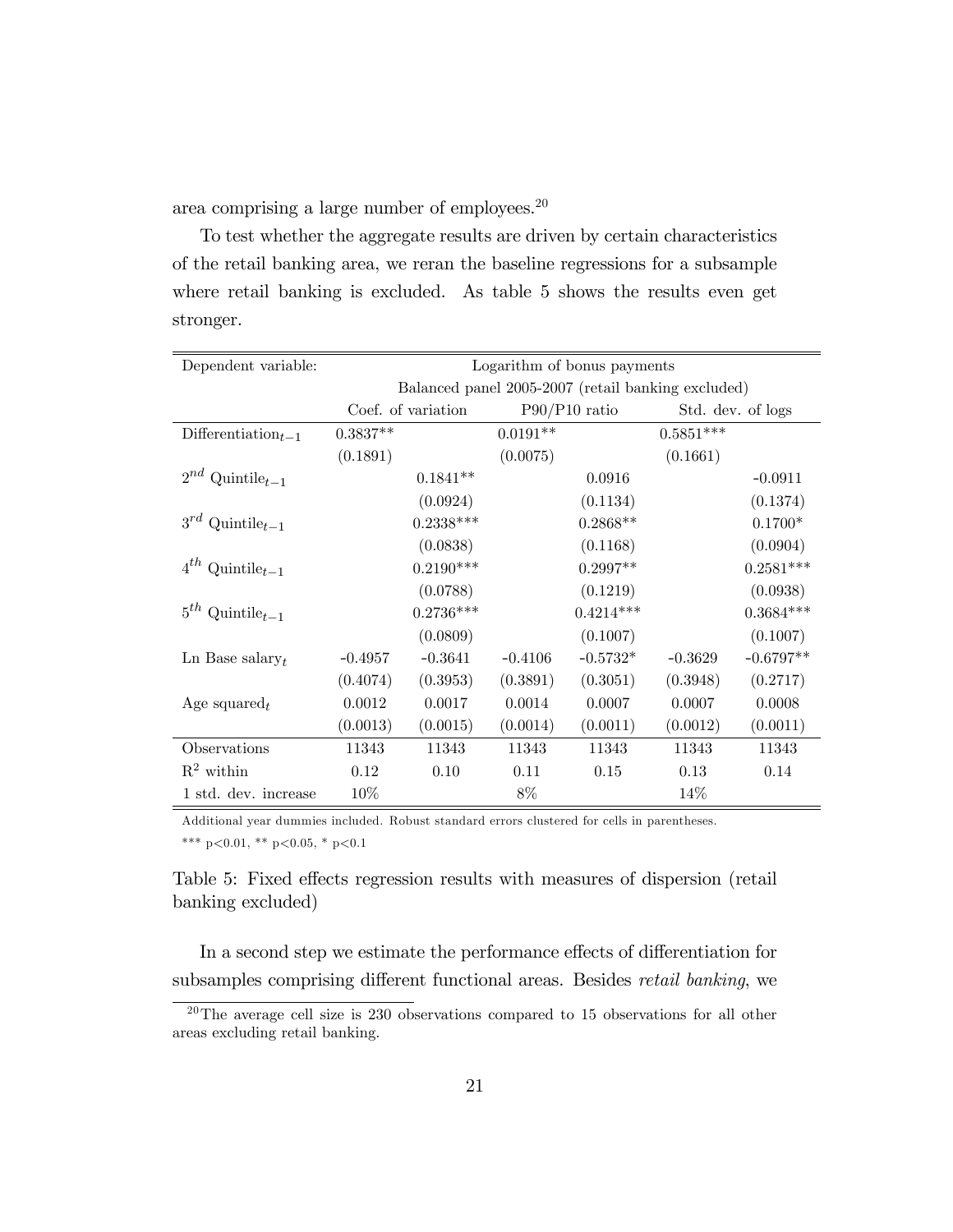area comprising a large number of employees.[20]

To test whether the aggregate results are driven by certain characteristics of the retail banking area, we reran the baseline regressions for a subsample where retail banking is excluded. As table 5 shows the results even get stronger.

| Dependent variable: | Logarithm of bonus payments | | | | | |
|---|---|---|---|---|---|---|
| | Balanced panel 2005-2007 (retail banking excluded) | | | | | |
| | Coef. of variation | | P90/P10 ratio | | Std. dev. of logs | |
| Differentiation$_{t-1}$ | 0.3837** | | 0.0191** | | 0.5851*** | |
| | (0.1891) | | (0.0075) | | (0.1661) | |
| $2^{nd}$ Quintile$_{t-1}$ | | 0.1841** | | 0.0916 | | -0.0911 |
| | | (0.0924) | | (0.1134) | | (0.1374) |
| $3^{rd}$ Quintile$_{t-1}$ | | 0.2338*** | | 0.2868** | | 0.1700* |
| | | (0.0838) | | (0.1168) | | (0.0904) |
| $4^{th}$ Quintile$_{t-1}$ | | 0.2190*** | | 0.2997** | | 0.2581*** |
| | | (0.0788) | | (0.1219) | | (0.0938) |
| $5^{th}$ Quintile$_{t-1}$ | | 0.2736*** | | 0.4214*** | | 0.3684*** |
| | | (0.0809) | | (0.1007) | | (0.1007) |
| Ln Base salary$_t$ | -0.4957 | -0.3641 | -0.4106 | -0.5732* | -0.3629 | -0.6797** |
| | (0.4074) | (0.3953) | (0.3891) | (0.3051) | (0.3948) | (0.2717) |
| Age squared$_t$ | 0.0012 | 0.0017 | 0.0014 | 0.0007 | 0.0007 | 0.0008 |
| | (0.0013) | (0.0015) | (0.0014) | (0.0011) | (0.0012) | (0.0011) |
| Observations | 11343 | 11343 | 11343 | 11343 | 11343 | 11343 |
| $R^2$ within | 0.12 | 0.10 | 0.11 | 0.15 | 0.13 | 0.14 |
| 1 std. dev. increase | 10% | | 8% | | 14% | |

Additional year dummies included. Robust standard errors clustered for cells in parentheses.

*** p<0.01, ** p<0.05, * p<0.1

Table 5: Fixed effects regression results with measures of dispersion (retail banking excluded)

In a second step we estimate the performance effects of differentiation for subsamples comprising different functional areas. Besides *retail banking*, we

[20] The average cell size is 230 observations compared to 15 observations for all other areas excluding retail banking.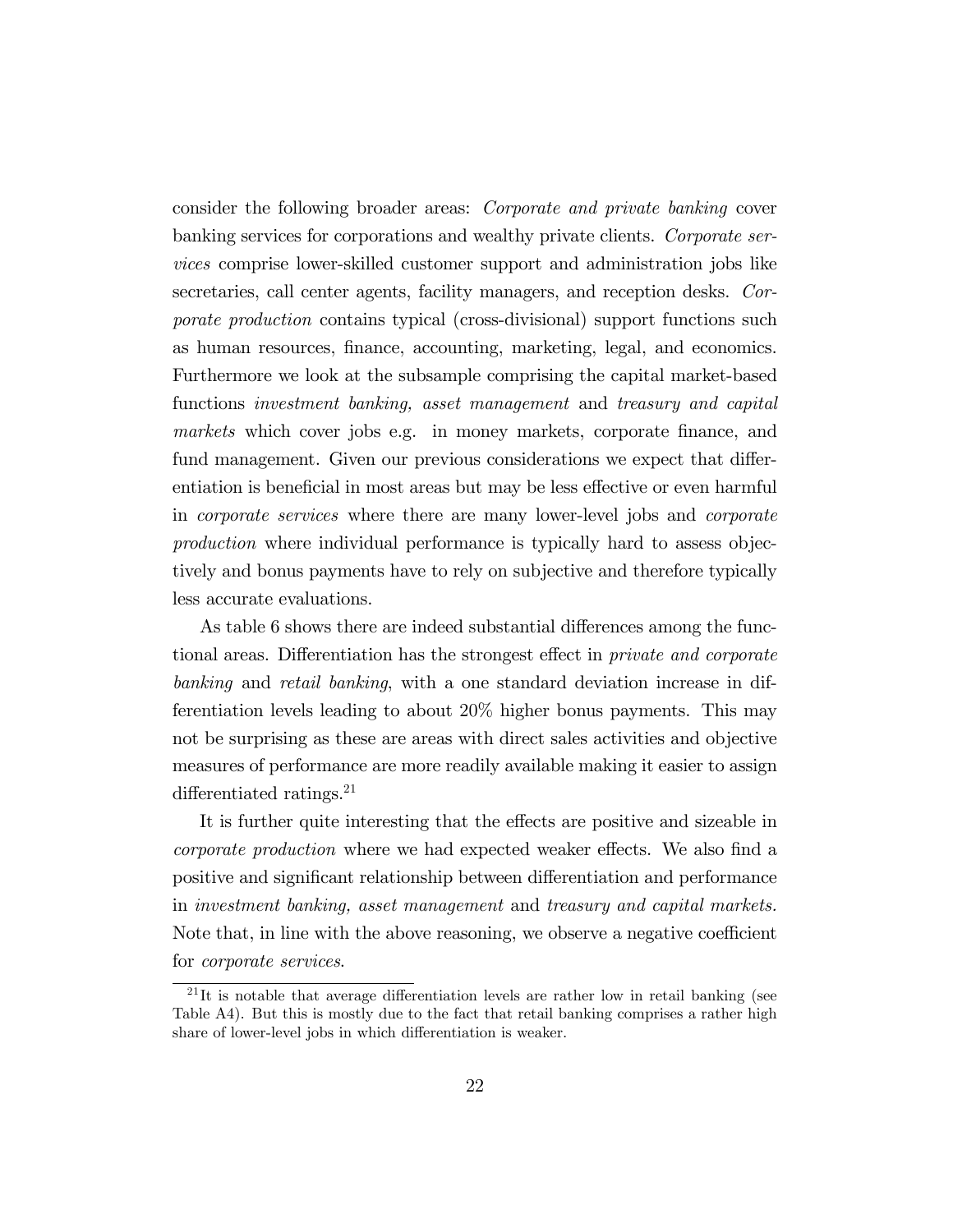consider the following broader areas: *Corporate and private banking* cover banking services for corporations and wealthy private clients. *Corporate services* comprise lower-skilled customer support and administration jobs like secretaries, call center agents, facility managers, and reception desks. *Corporate production* contains typical (cross-divisional) support functions such as human resources, finance, accounting, marketing, legal, and economics. Furthermore we look at the subsample comprising the capital market-based functions *investment banking, asset management* and *treasury and capital markets* which cover jobs e.g. in money markets, corporate finance, and fund management. Given our previous considerations we expect that differentiation is beneficial in most areas but may be less effective or even harmful in *corporate services* where there are many lower-level jobs and *corporate production* where individual performance is typically hard to assess objectively and bonus payments have to rely on subjective and therefore typically less accurate evaluations.

As table 6 shows there are indeed substantial differences among the functional areas. Differentiation has the strongest effect in *private and corporate banking* and *retail banking*, with a one standard deviation increase in differentiation levels leading to about 20% higher bonus payments. This may not be surprising as these are areas with direct sales activities and objective measures of performance are more readily available making it easier to assign differentiated ratings.[21]

It is further quite interesting that the effects are positive and sizeable in *corporate production* where we had expected weaker effects. We also find a positive and significant relationship between differentiation and performance in *investment banking, asset management* and *treasury and capital markets.* Note that, in line with the above reasoning, we observe a negative coefficient for *corporate services*.

[21] It is notable that average differentiation levels are rather low in retail banking (see Table A4). But this is mostly due to the fact that retail banking comprises a rather high share of lower-level jobs in which differentiation is weaker.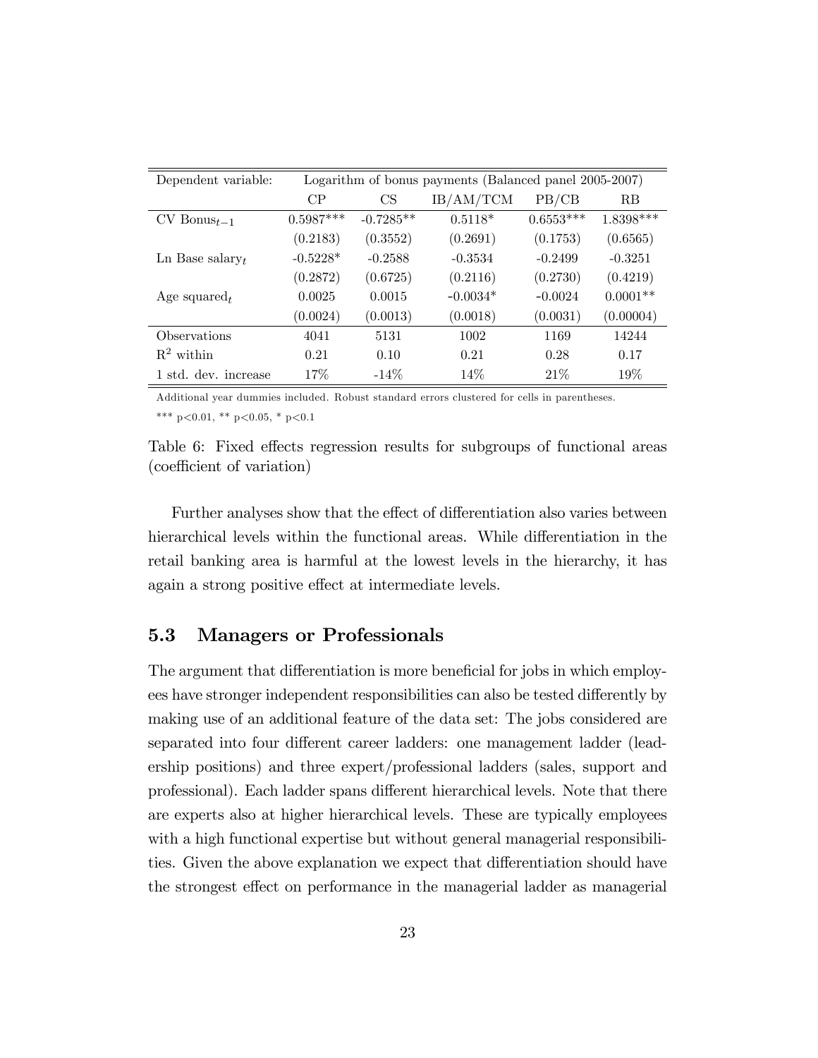| Dependent variable: | Logarithm of bonus payments (Balanced panel 2005-2007) | | | | |
|---|---|---|---|---|---|
| | CP | CS | IB/AM/TCM | PB/CB | RB |
| CV Bonus$_{t-1}$ | 0.5987*** | -0.7285** | 0.5118* | 0.6553*** | 1.8398*** |
| | (0.2183) | (0.3552) | (0.2691) | (0.1753) | (0.6565) |
| Ln Base salary$_t$ | -0.5228* | -0.2588 | -0.3534 | -0.2499 | -0.3251 |
| | (0.2872) | (0.6725) | (0.2116) | (0.2730) | (0.4219) |
| Age squared$_t$ | 0.0025 | 0.0015 | -0.0034* | -0.0024 | 0.0001** |
| | (0.0024) | (0.0013) | (0.0018) | (0.0031) | (0.00004) |
| Observations | 4041 | 5131 | 1002 | 1169 | 14244 |
| $R^2$ within | 0.21 | 0.10 | 0.21 | 0.28 | 0.17 |
| 1 std. dev. increase | 17% | -14% | 14% | 21% | 19% |

Additional year dummies included. Robust standard errors clustered for cells in parentheses.

*** p<0.01, ** p<0.05, * p<0.1

Table 6: Fixed effects regression results for subgroups of functional areas (coefficient of variation)

Further analyses show that the effect of differentiation also varies between hierarchical levels within the functional areas. While differentiation in the retail banking area is harmful at the lowest levels in the hierarchy, it has again a strong positive effect at intermediate levels.

### 5.3 Managers or Professionals

The argument that differentiation is more beneficial for jobs in which employees have stronger independent responsibilities can also be tested differently by making use of an additional feature of the data set: The jobs considered are separated into four different career ladders: one management ladder (leadership positions) and three expert/professional ladders (sales, support and professional). Each ladder spans different hierarchical levels. Note that there are experts also at higher hierarchical levels. These are typically employees with a high functional expertise but without general managerial responsibilities. Given the above explanation we expect that differentiation should have the strongest effect on performance in the managerial ladder as managerial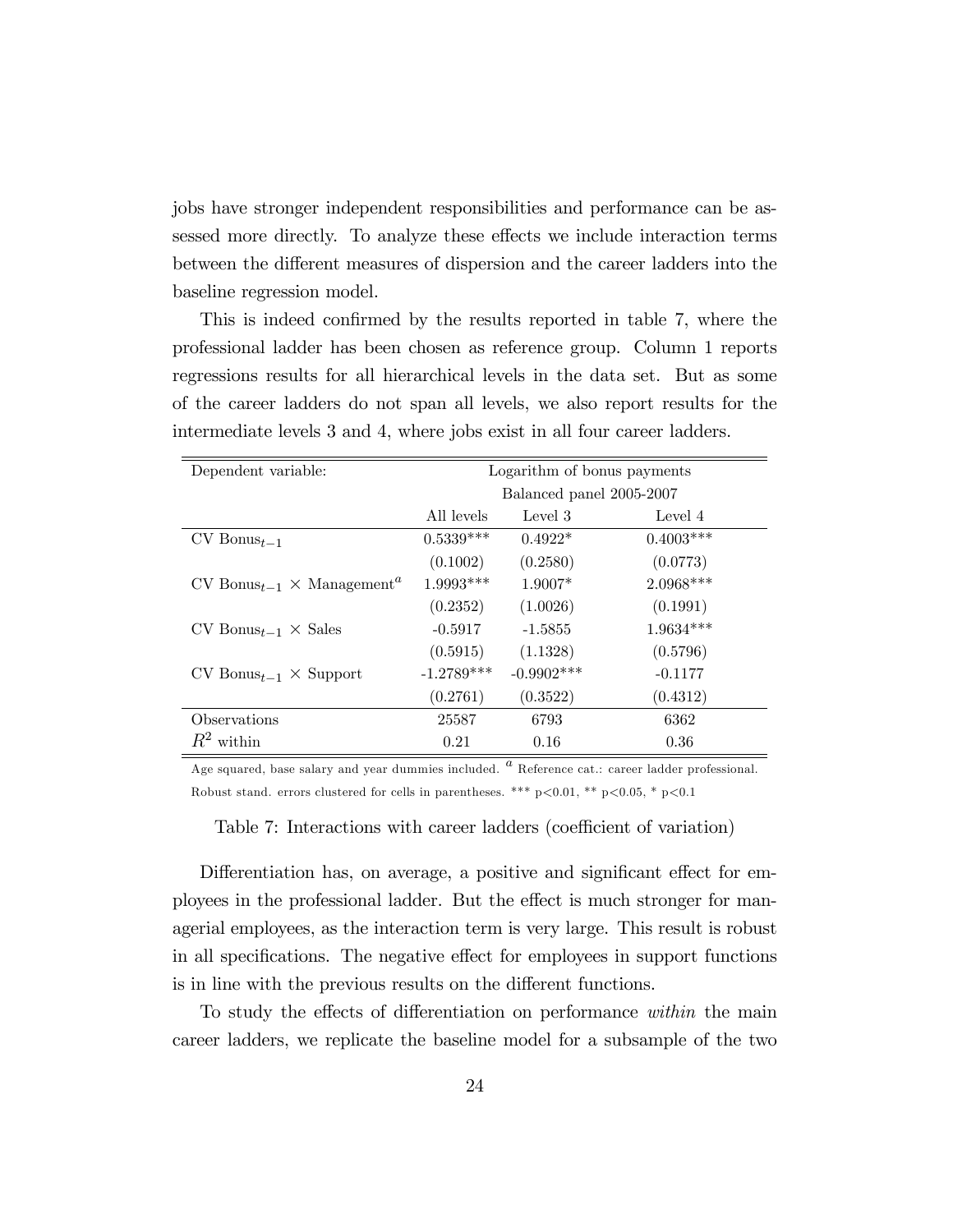jobs have stronger independent responsibilities and performance can be assessed more directly. To analyze these effects we include interaction terms between the different measures of dispersion and the career ladders into the baseline regression model.

This is indeed confirmed by the results reported in table 7, where the professional ladder has been chosen as reference group. Column 1 reports regressions results for all hierarchical levels in the data set. But as some of the career ladders do not span all levels, we also report results for the intermediate levels 3 and 4, where jobs exist in all four career ladders.

| Dependent variable: | Logarithm of bonus payments | | |
|---|---|---|---|
| | Balanced panel 2005-2007 | | |
| | All levels | Level 3 | Level 4 |
| CV Bonus$_{t-1}$ | 0.5339*** | 0.4922* | 0.4003*** |
| | (0.1002) | (0.2580) | (0.0773) |
| CV Bonus$_{t-1}$ $\times$ Management[a] | 1.9993*** | 1.9007* | 2.0968*** |
| | (0.2352) | (1.0026) | (0.1991) |
| CV Bonus$_{t-1}$ $\times$ Sales | -0.5917 | -1.5855 | 1.9634*** |
| | (0.5915) | (1.1328) | (0.5796) |
| CV Bonus$_{t-1}$ $\times$ Support | -1.2789*** | -0.9902*** | -0.1177 |
| | (0.2761) | (0.3522) | (0.4312) |
| Observations | 25587 | 6793 | 6362 |
| $R^2$ within | 0.21 | 0.16 | 0.36 |

Age squared, base salary and year dummies included. [a] Reference cat.: career ladder professional.
Robust stand. errors clustered for cells in parentheses. *** p<0.01, ** p<0.05, * p<0.1

Table 7: Interactions with career ladders (coefficient of variation)

Differentiation has, on average, a positive and significant effect for employees in the professional ladder. But the effect is much stronger for managerial employees, as the interaction term is very large. This result is robust in all specifications. The negative effect for employees in support functions is in line with the previous results on the different functions.

To study the effects of differentiation on performance *within* the main career ladders, we replicate the baseline model for a subsample of the two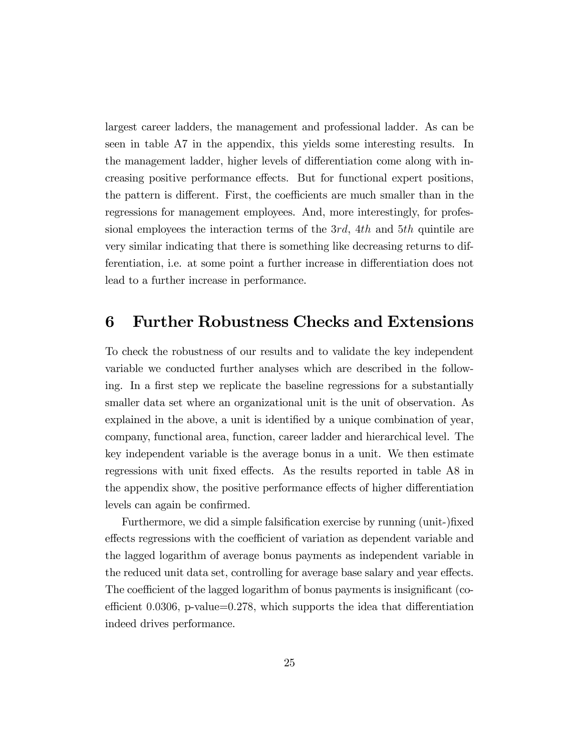largest career ladders, the management and professional ladder. As can be seen in table A7 in the appendix, this yields some interesting results. In the management ladder, higher levels of differentiation come along with increasing positive performance effects. But for functional expert positions, the pattern is different. First, the coefficients are much smaller than in the regressions for management employees. And, more interestingly, for professional employees the interaction terms of the $3rd$, $4th$ and $5th$ quintile are very similar indicating that there is something like decreasing returns to differentiation, i.e. at some point a further increase in differentiation does not lead to a further increase in performance.

# 6 Further Robustness Checks and Extensions

To check the robustness of our results and to validate the key independent variable we conducted further analyses which are described in the following. In a first step we replicate the baseline regressions for a substantially smaller data set where an organizational unit is the unit of observation. As explained in the above, a unit is identified by a unique combination of year, company, functional area, function, career ladder and hierarchical level. The key independent variable is the average bonus in a unit. We then estimate regressions with unit fixed effects. As the results reported in table A8 in the appendix show, the positive performance effects of higher differentiation levels can again be confirmed.

Furthermore, we did a simple falsification exercise by running (unit-)fixed effects regressions with the coefficient of variation as dependent variable and the lagged logarithm of average bonus payments as independent variable in the reduced unit data set, controlling for average base salary and year effects. The coefficient of the lagged logarithm of bonus payments is insignificant (coefficient 0.0306, p-value=0.278, which supports the idea that differentiation indeed drives performance.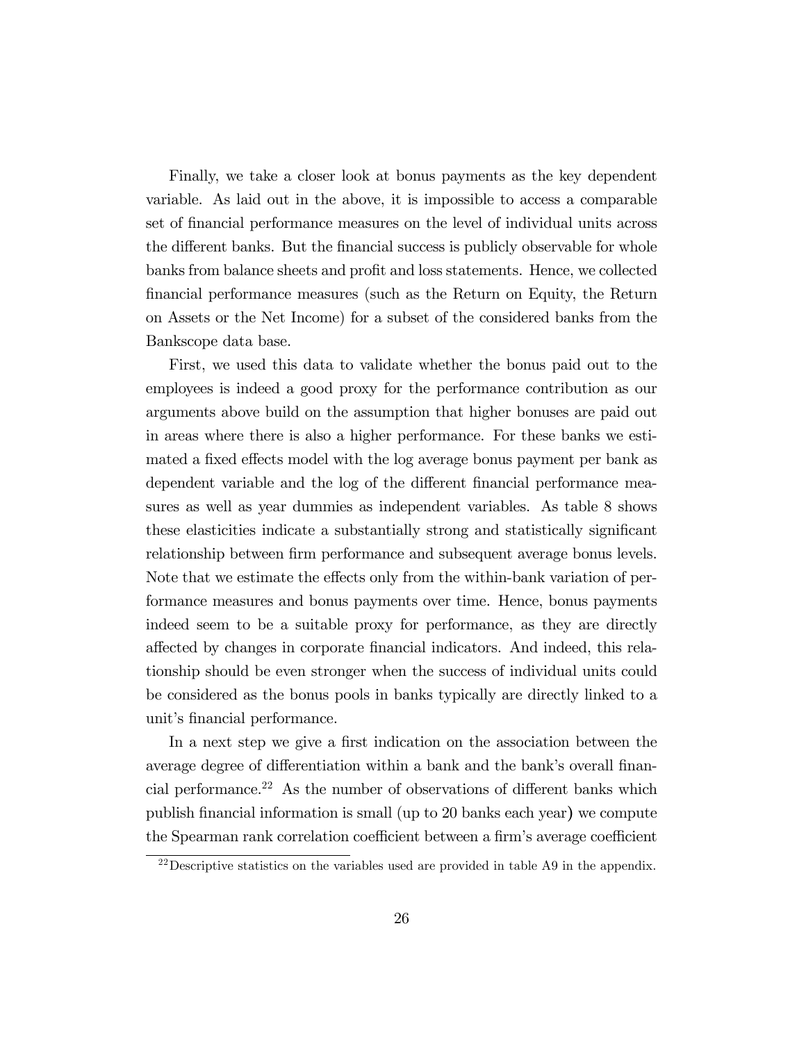Finally, we take a closer look at bonus payments as the key dependent variable. As laid out in the above, it is impossible to access a comparable set of financial performance measures on the level of individual units across the different banks. But the financial success is publicly observable for whole banks from balance sheets and profit and loss statements. Hence, we collected financial performance measures (such as the Return on Equity, the Return on Assets or the Net Income) for a subset of the considered banks from the Bankscope data base.

First, we used this data to validate whether the bonus paid out to the employees is indeed a good proxy for the performance contribution as our arguments above build on the assumption that higher bonuses are paid out in areas where there is also a higher performance. For these banks we estimated a fixed effects model with the log average bonus payment per bank as dependent variable and the log of the different financial performance measures as well as year dummies as independent variables. As table 8 shows these elasticities indicate a substantially strong and statistically significant relationship between firm performance and subsequent average bonus levels. Note that we estimate the effects only from the within-bank variation of performance measures and bonus payments over time. Hence, bonus payments indeed seem to be a suitable proxy for performance, as they are directly affected by changes in corporate financial indicators. And indeed, this relationship should be even stronger when the success of individual units could be considered as the bonus pools in banks typically are directly linked to a unit's financial performance.

In a next step we give a first indication on the association between the average degree of differentiation within a bank and the bank's overall financial performance.[22] As the number of observations of different banks which publish financial information is small (up to 20 banks each year) we compute the Spearman rank correlation coefficient between a firm's average coefficient

[22] Descriptive statistics on the variables used are provided in table A9 in the appendix.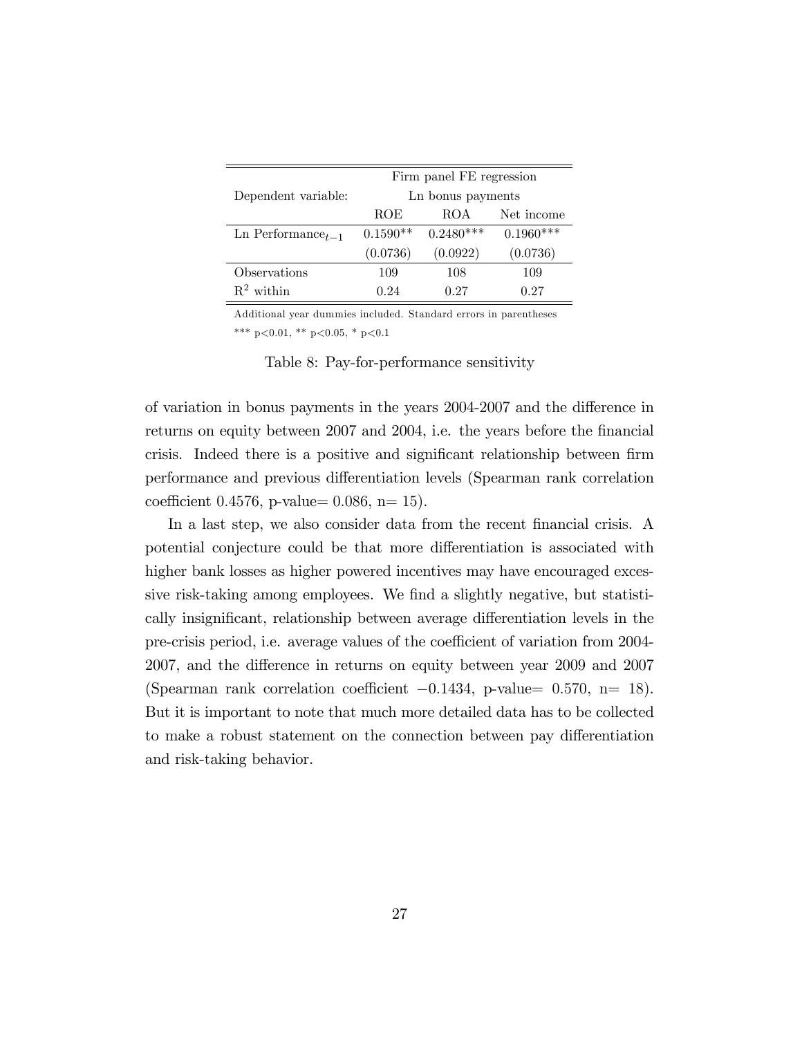| | Firm panel FE regression | | |
|---|---|---|---|
| Dependent variable: | Ln bonus payments | | |
| | ROE | ROA | Net income |
| Ln Performance$_{t-1}$ | 0.1590** | 0.2480*** | 0.1960*** |
| | (0.0736) | (0.0922) | (0.0736) |
| Observations | 109 | 108 | 109 |
| $R^2$ within | 0.24 | 0.27 | 0.27 |

Additional year dummies included. Standard errors in parentheses

*** p<0.01, ** p<0.05, * p<0.1

Table 8: Pay-for-performance sensitivity

of variation in bonus payments in the years 2004-2007 and the difference in returns on equity between 2007 and 2004, i.e. the years before the financial crisis. Indeed there is a positive and significant relationship between firm performance and previous differentiation levels (Spearman rank correlation coefficient 0.4576, p-value= 0.086, n= 15).

In a last step, we also consider data from the recent financial crisis. A potential conjecture could be that more differentiation is associated with higher bank losses as higher powered incentives may have encouraged excessive risk-taking among employees. We find a slightly negative, but statistically insignificant, relationship between average differentiation levels in the pre-crisis period, i.e. average values of the coefficient of variation from 2004-2007, and the difference in returns on equity between year 2009 and 2007 (Spearman rank correlation coefficient $-0.1434$, p-value= 0.570, n= 18). But it is important to note that much more detailed data has to be collected to make a robust statement on the connection between pay differentiation and risk-taking behavior.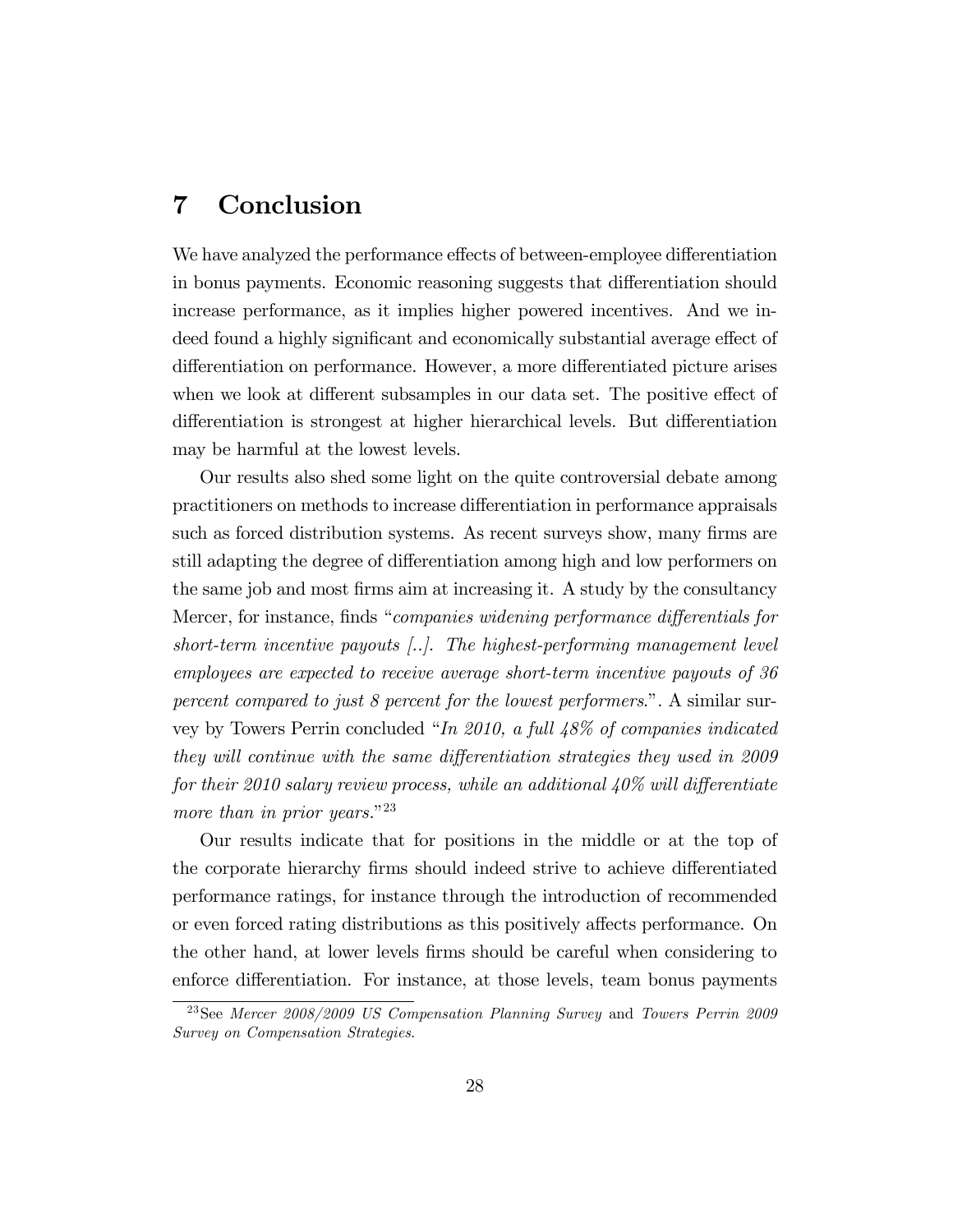# 7 Conclusion

We have analyzed the performance effects of between-employee differentiation in bonus payments. Economic reasoning suggests that differentiation should increase performance, as it implies higher powered incentives. And we indeed found a highly significant and economically substantial average effect of differentiation on performance. However, a more differentiated picture arises when we look at different subsamples in our data set. The positive effect of differentiation is strongest at higher hierarchical levels. But differentiation may be harmful at the lowest levels.

Our results also shed some light on the quite controversial debate among practitioners on methods to increase differentiation in performance appraisals such as forced distribution systems. As recent surveys show, many firms are still adapting the degree of differentiation among high and low performers on the same job and most firms aim at increasing it. A study by the consultancy Mercer, for instance, finds "*companies widening performance differentials for short-term incentive payouts [..]. The highest-performing management level employees are expected to receive average short-term incentive payouts of 36 percent compared to just 8 percent for the lowest performers.*". A similar survey by Towers Perrin concluded "*In 2010, a full 48% of companies indicated they will continue with the same differentiation strategies they used in 2009 for their 2010 salary review process, while an additional 40% will differentiate more than in prior years.*"[23]

Our results indicate that for positions in the middle or at the top of the corporate hierarchy firms should indeed strive to achieve differentiated performance ratings, for instance through the introduction of recommended or even forced rating distributions as this positively affects performance. On the other hand, at lower levels firms should be careful when considering to enforce differentiation. For instance, at those levels, team bonus payments

[23] See *Mercer 2008/2009 US Compensation Planning Survey* and *Towers Perrin 2009 Survey on Compensation Strategies*.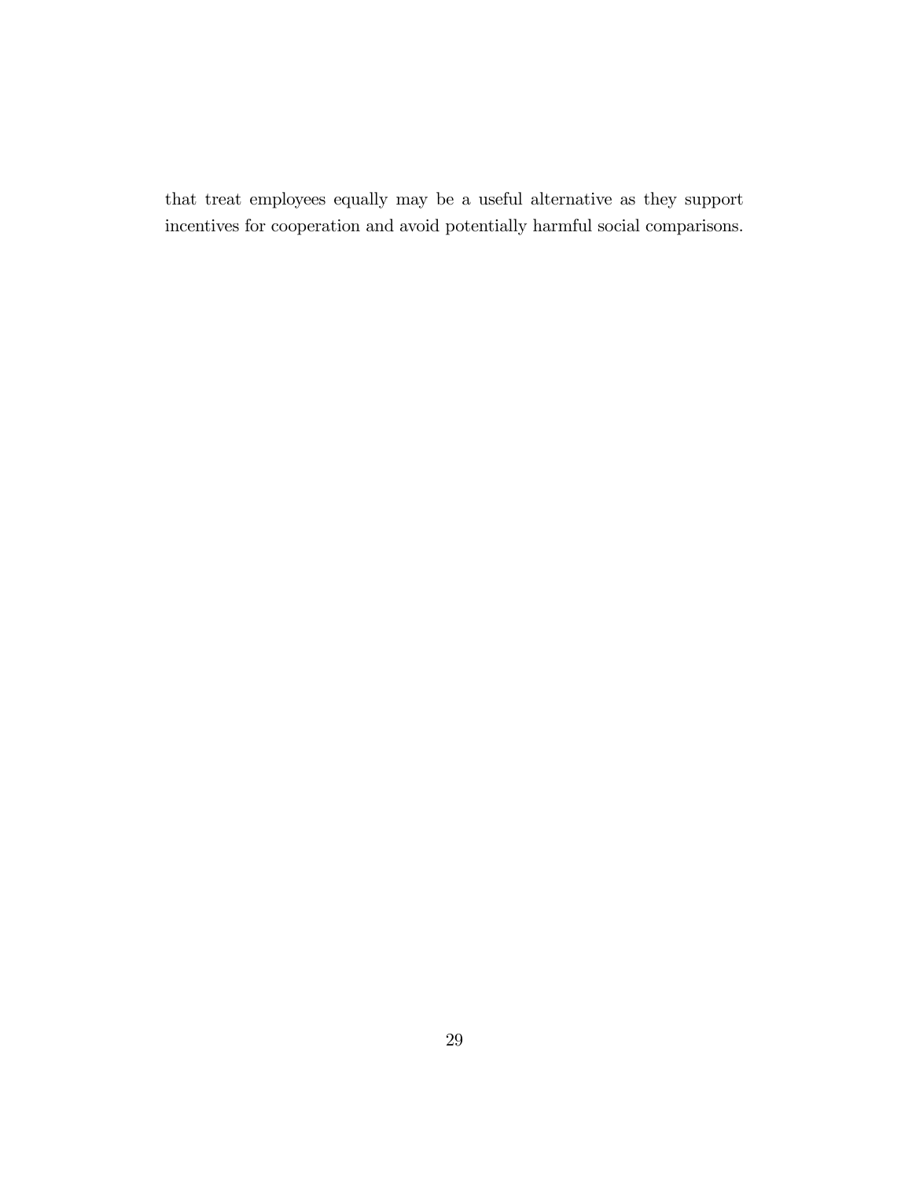that treat employees equally may be a useful alternative as they support incentives for cooperation and avoid potentially harmful social comparisons.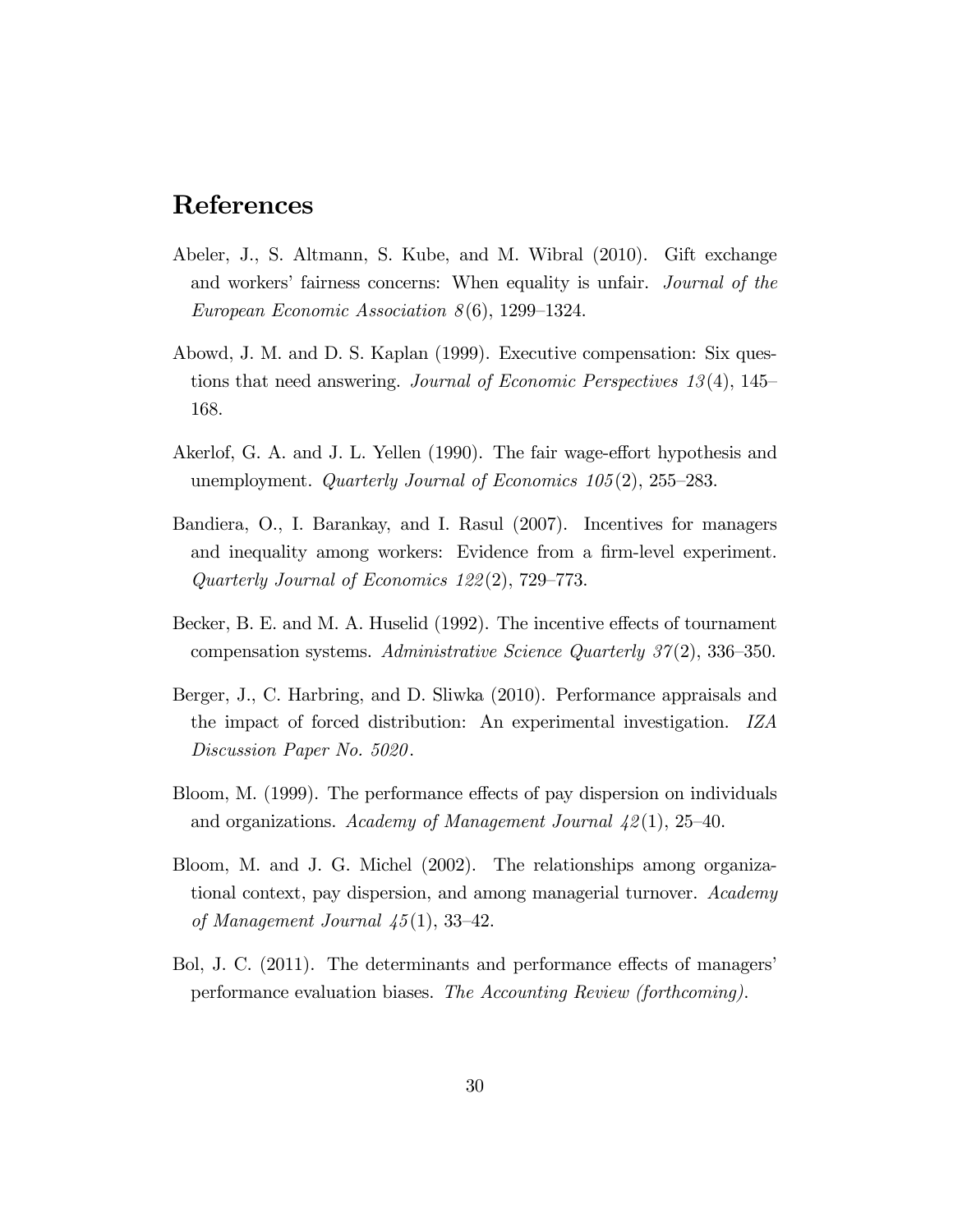# References

Abeler, J., S. Altmann, S. Kube, and M. Wibral (2010). Gift exchange and workers' fairness concerns: When equality is unfair. *Journal of the European Economic Association 8*(6), 1299–1324.

Abowd, J. M. and D. S. Kaplan (1999). Executive compensation: Six questions that need answering. *Journal of Economic Perspectives 13*(4), 145–168.

Akerlof, G. A. and J. L. Yellen (1990). The fair wage-effort hypothesis and unemployment. *Quarterly Journal of Economics 105*(2), 255–283.

Bandiera, O., I. Barankay, and I. Rasul (2007). Incentives for managers and inequality among workers: Evidence from a firm-level experiment. *Quarterly Journal of Economics 122*(2), 729–773.

Becker, B. E. and M. A. Huselid (1992). The incentive effects of tournament compensation systems. *Administrative Science Quarterly 37*(2), 336–350.

Berger, J., C. Harbring, and D. Sliwka (2010). Performance appraisals and the impact of forced distribution: An experimental investigation. *IZA Discussion Paper No. 5020*.

Bloom, M. (1999). The performance effects of pay dispersion on individuals and organizations. *Academy of Management Journal 42*(1), 25–40.

Bloom, M. and J. G. Michel (2002). The relationships among organizational context, pay dispersion, and among managerial turnover. *Academy of Management Journal 45*(1), 33–42.

Bol, J. C. (2011). The determinants and performance effects of managers' performance evaluation biases. *The Accounting Review (forthcoming)*.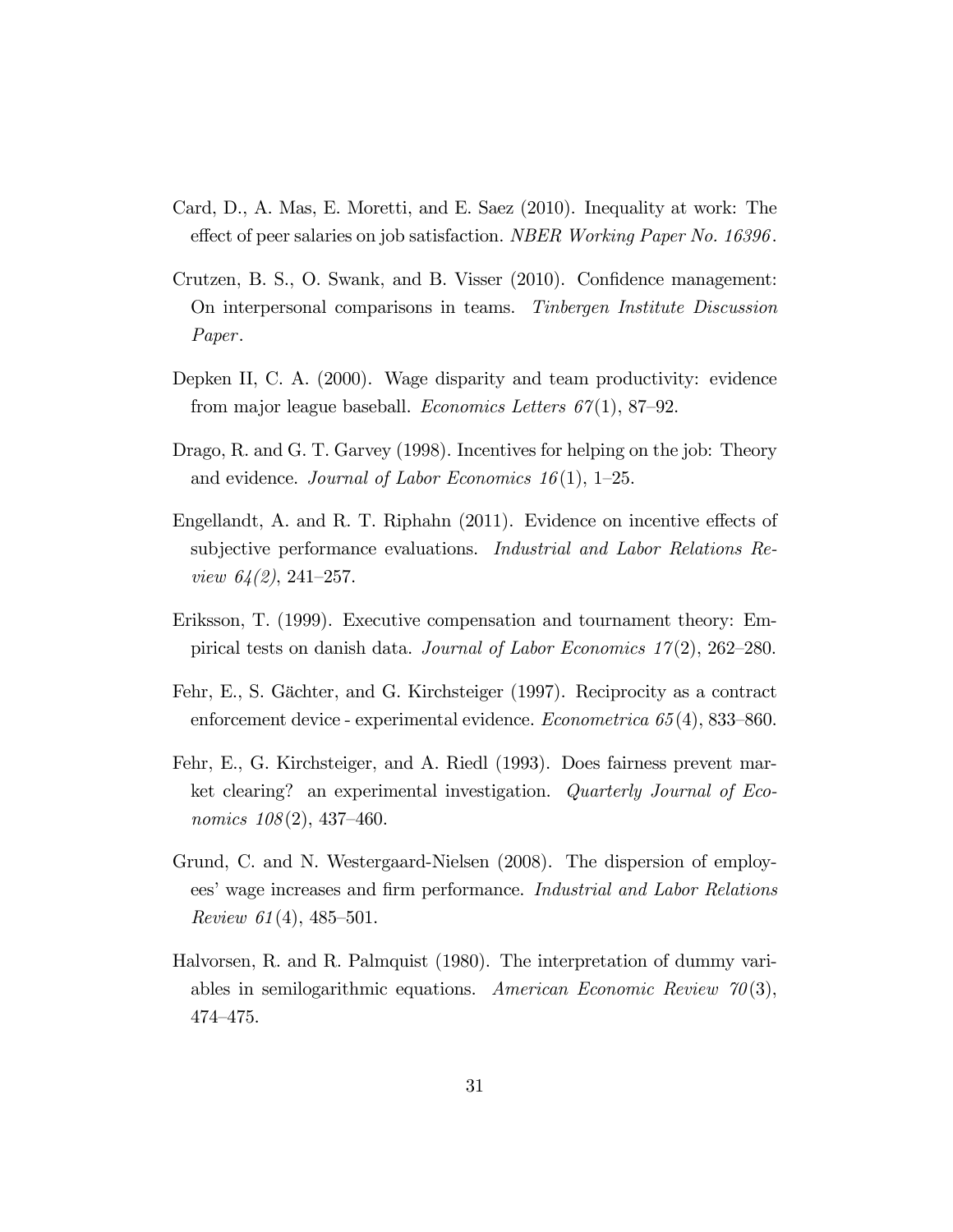Card, D., A. Mas, E. Moretti, and E. Saez (2010). Inequality at work: The effect of peer salaries on job satisfaction. *NBER Working Paper No. 16396*.

Crutzen, B. S., O. Swank, and B. Visser (2010). Confidence management: On interpersonal comparisons in teams. *Tinbergen Institute Discussion Paper*.

Depken II, C. A. (2000). Wage disparity and team productivity: evidence from major league baseball. *Economics Letters 67*(1), 87–92.

Drago, R. and G. T. Garvey (1998). Incentives for helping on the job: Theory and evidence. *Journal of Labor Economics 16*(1), 1–25.

Engellandt, A. and R. T. Riphahn (2011). Evidence on incentive effects of subjective performance evaluations. *Industrial and Labor Relations Review 64(2)*, 241–257.

Eriksson, T. (1999). Executive compensation and tournament theory: Empirical tests on danish data. *Journal of Labor Economics 17*(2), 262–280.

Fehr, E., S. Gächter, and G. Kirchsteiger (1997). Reciprocity as a contract enforcement device - experimental evidence. *Econometrica 65*(4), 833–860.

Fehr, E., G. Kirchsteiger, and A. Riedl (1993). Does fairness prevent market clearing? an experimental investigation. *Quarterly Journal of Economics 108*(2), 437–460.

Grund, C. and N. Westergaard-Nielsen (2008). The dispersion of employees' wage increases and firm performance. *Industrial and Labor Relations Review 61*(4), 485–501.

Halvorsen, R. and R. Palmquist (1980). The interpretation of dummy variables in semilogarithmic equations. *American Economic Review 70*(3), 474–475.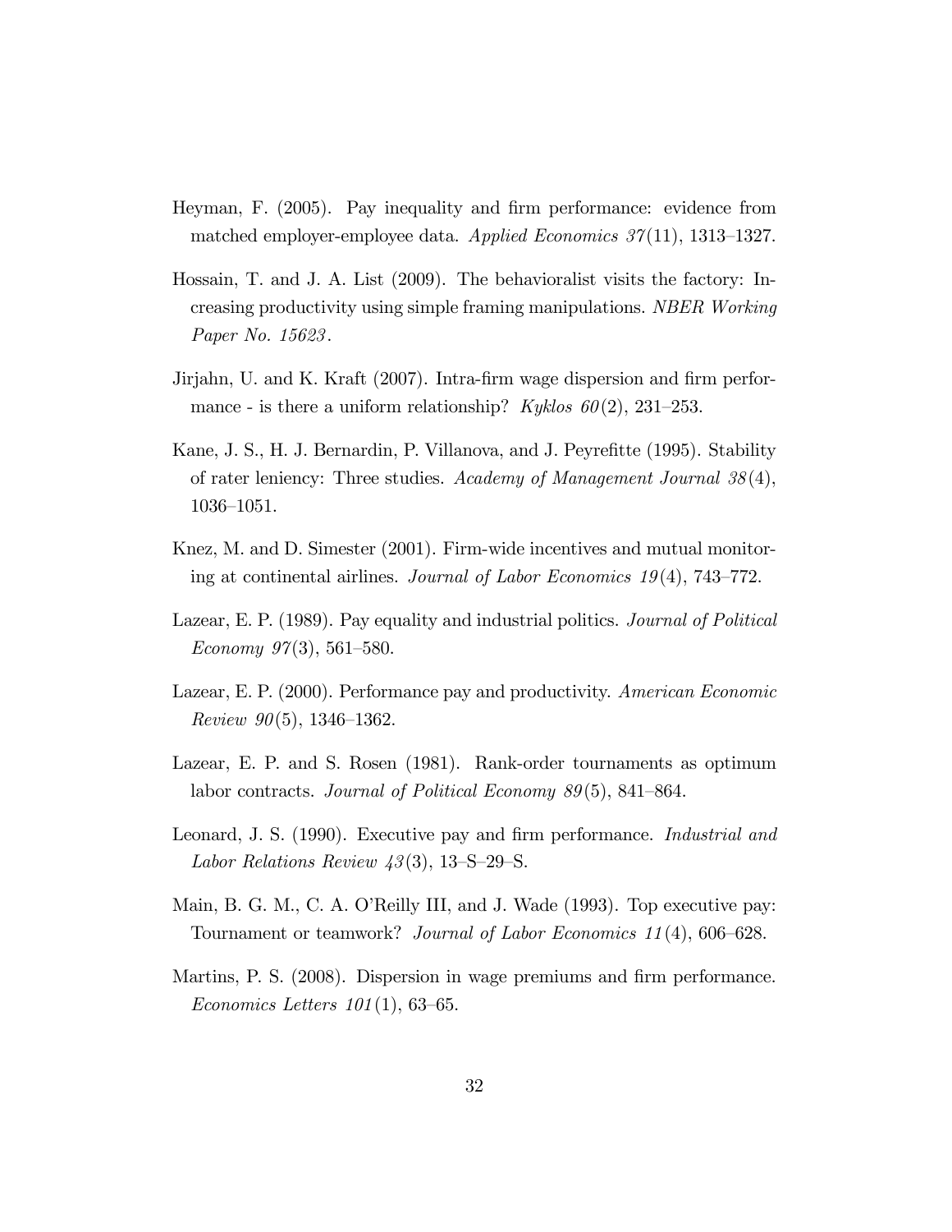Heyman, F. (2005). Pay inequality and firm performance: evidence from matched employer-employee data. *Applied Economics 37*(11), 1313–1327.

Hossain, T. and J. A. List (2009). The behavioralist visits the factory: Increasing productivity using simple framing manipulations. *NBER Working Paper No. 15623*.

Jirjahn, U. and K. Kraft (2007). Intra-firm wage dispersion and firm performance - is there a uniform relationship? *Kyklos 60*(2), 231–253.

Kane, J. S., H. J. Bernardin, P. Villanova, and J. Peyrefitte (1995). Stability of rater leniency: Three studies. *Academy of Management Journal 38*(4), 1036–1051.

Knez, M. and D. Simester (2001). Firm-wide incentives and mutual monitoring at continental airlines. *Journal of Labor Economics 19*(4), 743–772.

Lazear, E. P. (1989). Pay equality and industrial politics. *Journal of Political Economy 97*(3), 561–580.

Lazear, E. P. (2000). Performance pay and productivity. *American Economic Review 90*(5), 1346–1362.

Lazear, E. P. and S. Rosen (1981). Rank-order tournaments as optimum labor contracts. *Journal of Political Economy 89*(5), 841–864.

Leonard, J. S. (1990). Executive pay and firm performance. *Industrial and Labor Relations Review 43*(3), 13–S–29–S.

Main, B. G. M., C. A. O'Reilly III, and J. Wade (1993). Top executive pay: Tournament or teamwork? *Journal of Labor Economics 11*(4), 606–628.

Martins, P. S. (2008). Dispersion in wage premiums and firm performance. *Economics Letters 101*(1), 63–65.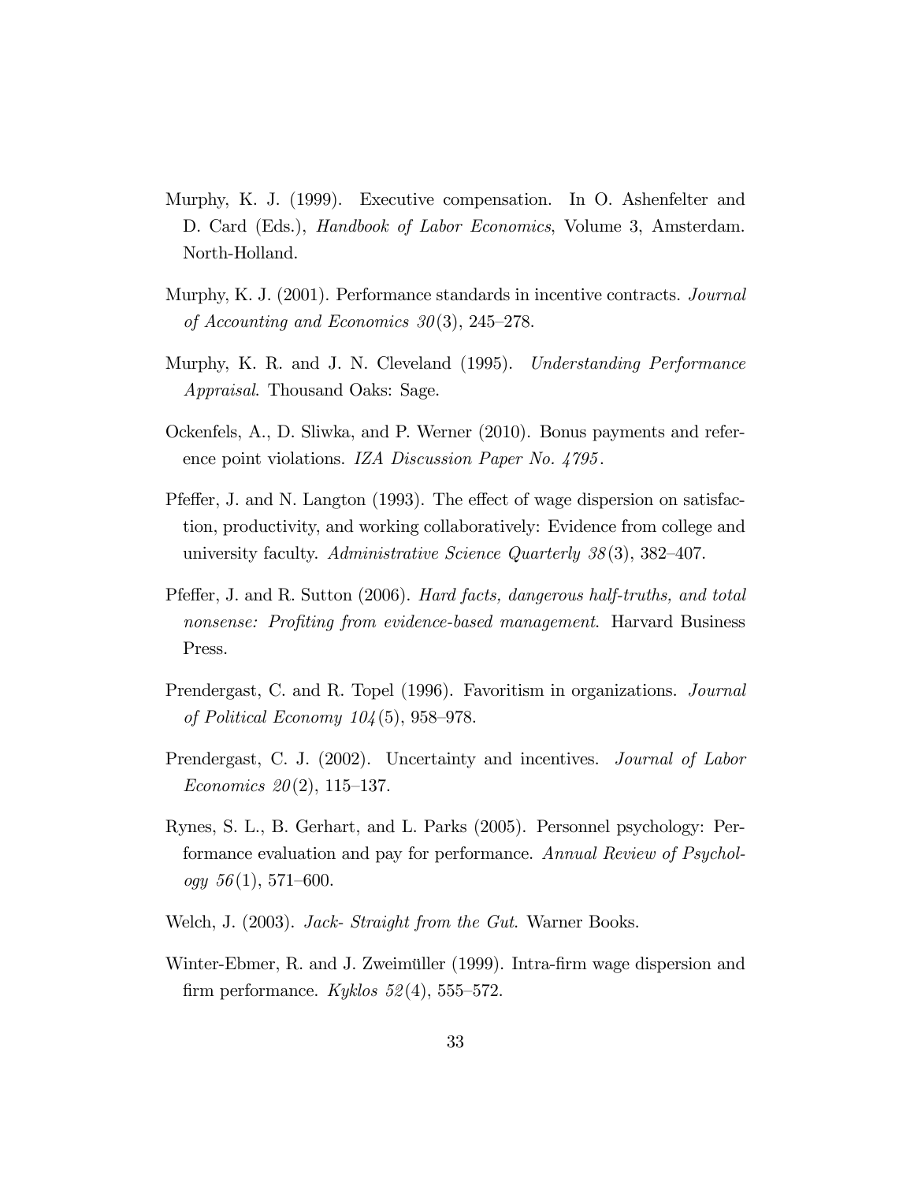Murphy, K. J. (1999). Executive compensation. In O. Ashenfelter and D. Card (Eds.), *Handbook of Labor Economics*, Volume 3, Amsterdam. North-Holland.

Murphy, K. J. (2001). Performance standards in incentive contracts. *Journal of Accounting and Economics 30*(3), 245–278.

Murphy, K. R. and J. N. Cleveland (1995). *Understanding Performance Appraisal*. Thousand Oaks: Sage.

Ockenfels, A., D. Sliwka, and P. Werner (2010). Bonus payments and reference point violations. *IZA Discussion Paper No. 4795*.

Pfeffer, J. and N. Langton (1993). The effect of wage dispersion on satisfaction, productivity, and working collaboratively: Evidence from college and university faculty. *Administrative Science Quarterly 38*(3), 382–407.

Pfeffer, J. and R. Sutton (2006). *Hard facts, dangerous half-truths, and total nonsense: Profiting from evidence-based management*. Harvard Business Press.

Prendergast, C. and R. Topel (1996). Favoritism in organizations. *Journal of Political Economy 104*(5), 958–978.

Prendergast, C. J. (2002). Uncertainty and incentives. *Journal of Labor Economics 20*(2), 115–137.

Rynes, S. L., B. Gerhart, and L. Parks (2005). Personnel psychology: Performance evaluation and pay for performance. *Annual Review of Psychology 56*(1), 571–600.

Welch, J. (2003). *Jack- Straight from the Gut*. Warner Books.

Winter-Ebmer, R. and J. Zweimüller (1999). Intra-firm wage dispersion and firm performance. *Kyklos 52*(4), 555–572.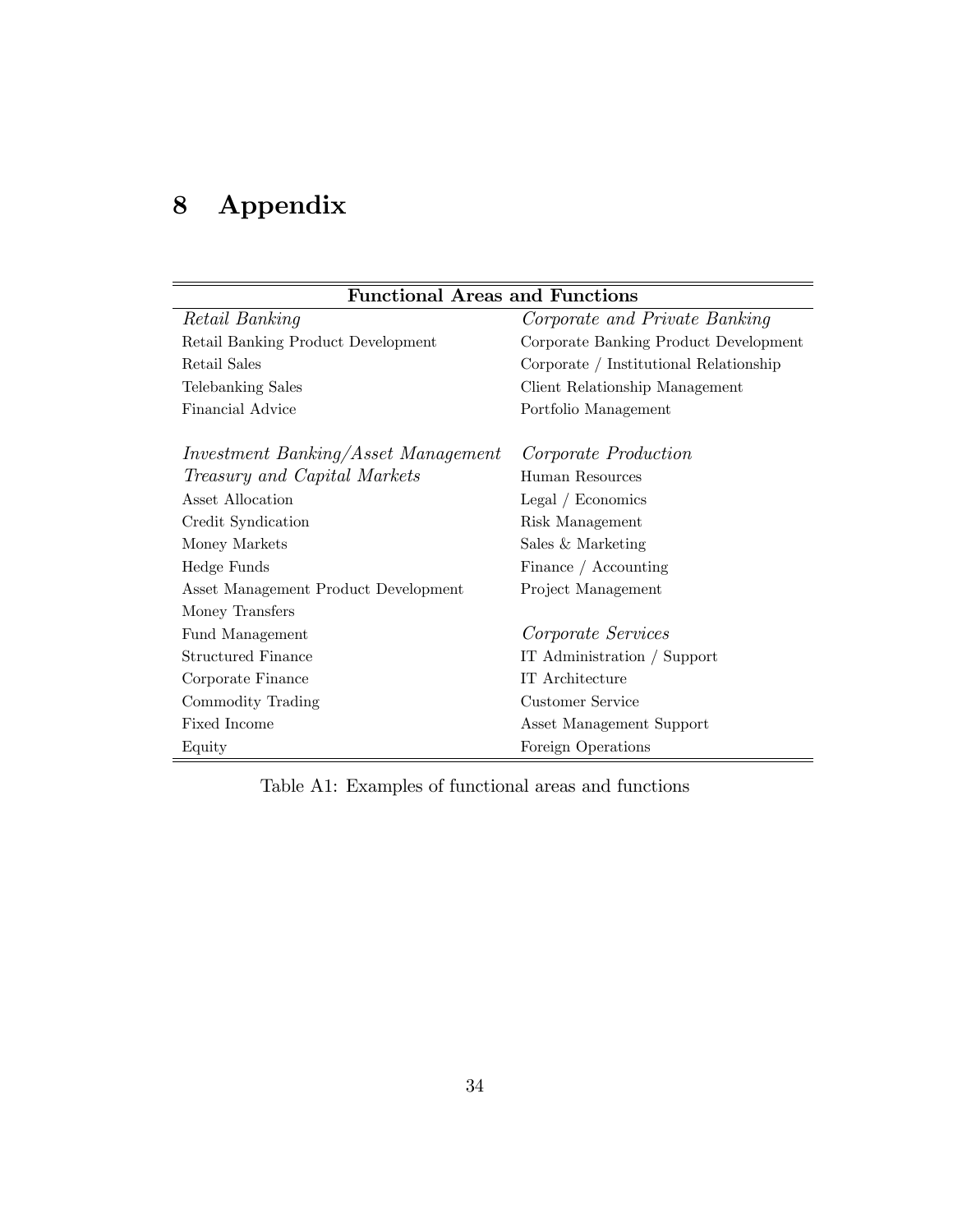# 8 Appendix

| Functional Areas and Functions | |
|---|---|
| *Retail Banking* | *Corporate and Private Banking* |
| Retail Banking Product Development | Corporate Banking Product Development |
| Retail Sales | Corporate / Institutional Relationship |
| Telebanking Sales | Client Relationship Management |
| Financial Advice | Portfolio Management |
| | |
| *Investment Banking/Asset Management* | *Corporate Production* |
| *Treasury and Capital Markets* | Human Resources |
| Asset Allocation | Legal / Economics |
| Credit Syndication | Risk Management |
| Money Markets | Sales & Marketing |
| Hedge Funds | Finance / Accounting |
| Asset Management Product Development | Project Management |
| Money Transfers | |
| Fund Management | *Corporate Services* |
| Structured Finance | IT Administration / Support |
| Corporate Finance | IT Architecture |
| Commodity Trading | Customer Service |
| Fixed Income | Asset Management Support |
| Equity | Foreign Operations |

Table A1: Examples of functional areas and functions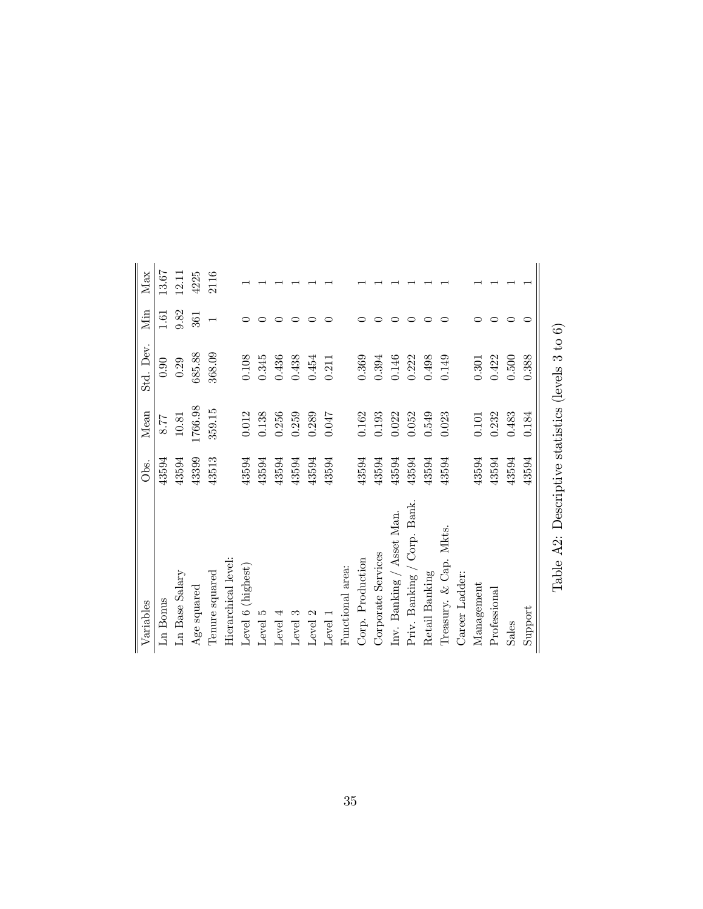| Variables | Obs. | Mean | Std. Dev. | Min | Max |
|---|---|---|---|---|---|
| Ln Bonus | 43594 | 8.77 | 0.90 | 1.61 | 13.67 |
| Ln Base Salary | 43594 | 10.81 | 0.29 | 9.82 | 12.11 |
| Age squared | 43399 | 1766.98 | 685.88 | 361 | 4225 |
| Tenure squared | 43513 | 359.15 | 368.09 | 1 | 2116 |
| Hierarchical level: | | | | | |
| Level 6 (highest) | 43594 | 0.012 | 0.108 | 0 | 1 |
| Level 5 | 43594 | 0.138 | 0.345 | 0 | 1 |
| Level 4 | 43594 | 0.256 | 0.436 | 0 | 1 |
| Level 3 | 43594 | 0.259 | 0.438 | 0 | 1 |
| Level 2 | 43594 | 0.289 | 0.454 | 0 | 1 |
| Level 1 | 43594 | 0.047 | 0.211 | 0 | 1 |
| Functional area: | | | | | |
| Corp. Production | 43594 | 0.162 | 0.369 | 0 | 1 |
| Corporate Services | 43594 | 0.193 | 0.394 | 0 | 1 |
| Inv. Banking / Asset Man. | 43594 | 0.022 | 0.146 | 0 | 1 |
| Priv. Banking / Corp. Bank. | 43594 | 0.052 | 0.222 | 0 | 1 |
| Retail Banking | 43594 | 0.549 | 0.498 | 0 | 1 |
| Treasury. & Cap. Mkts. | 43594 | 0.023 | 0.149 | 0 | 1 |
| Career Ladder: | | | | | |
| Management | 43594 | 0.101 | 0.301 | 0 | 1 |
| Professional | 43594 | 0.232 | 0.422 | 0 | 1 |
| Sales | 43594 | 0.483 | 0.500 | 0 | 1 |
| Support | 43594 | 0.184 | 0.388 | 0 | 1 |

Table A2: Descriptive statistics (levels 3 to 6)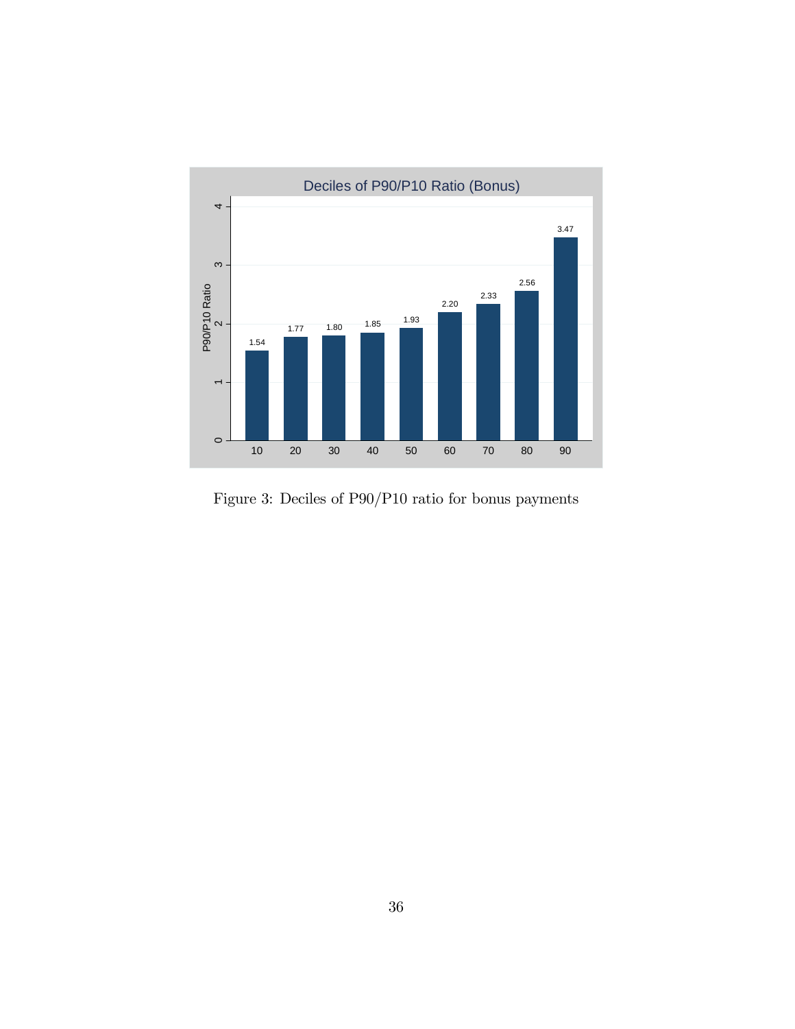**Deciles of P90/P10 Ratio (Bonus)**

| Decile | P90/P10 Ratio |
|---|---|
| 10 | 1.54 |
| 20 | 1.77 |
| 30 | 1.80 |
| 40 | 1.85 |
| 50 | 1.93 |
| 60 | 2.20 |
| 70 | 2.33 |
| 80 | 2.56 |
| 90 | 3.47 |

Figure 3: Deciles of P90/P10 ratio for bonus payments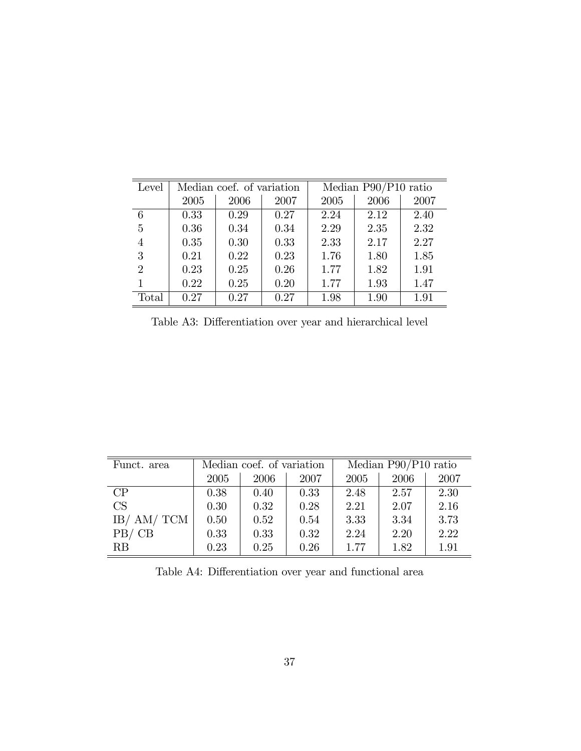| Level | Median coef. of variation | | | Median P90/P10 ratio | | |
|---|---|---|---|---|---|---|
| | 2005 | 2006 | 2007 | 2005 | 2006 | 2007 |
| 6 | 0.33 | 0.29 | 0.27 | 2.24 | 2.12 | 2.40 |
| 5 | 0.36 | 0.34 | 0.34 | 2.29 | 2.35 | 2.32 |
| 4 | 0.35 | 0.30 | 0.33 | 2.33 | 2.17 | 2.27 |
| 3 | 0.21 | 0.22 | 0.23 | 1.76 | 1.80 | 1.85 |
| 2 | 0.23 | 0.25 | 0.26 | 1.77 | 1.82 | 1.91 |
| 1 | 0.22 | 0.25 | 0.20 | 1.77 | 1.93 | 1.47 |
| Total | 0.27 | 0.27 | 0.27 | 1.98 | 1.90 | 1.91 |

Table A3: Differentiation over year and hierarchical level

| Funct. area | Median coef. of variation | | | Median P90/P10 ratio | | |
|---|---|---|---|---|---|---|
| | 2005 | 2006 | 2007 | 2005 | 2006 | 2007 |
| CP | 0.38 | 0.40 | 0.33 | 2.48 | 2.57 | 2.30 |
| CS | 0.30 | 0.32 | 0.28 | 2.21 | 2.07 | 2.16 |
| IB/ AM/ TCM | 0.50 | 0.52 | 0.54 | 3.33 | 3.34 | 3.73 |
| PB/ CB | 0.33 | 0.33 | 0.32 | 2.24 | 2.20 | 2.22 |
| RB | 0.23 | 0.25 | 0.26 | 1.77 | 1.82 | 1.91 |

Table A4: Differentiation over year and functional area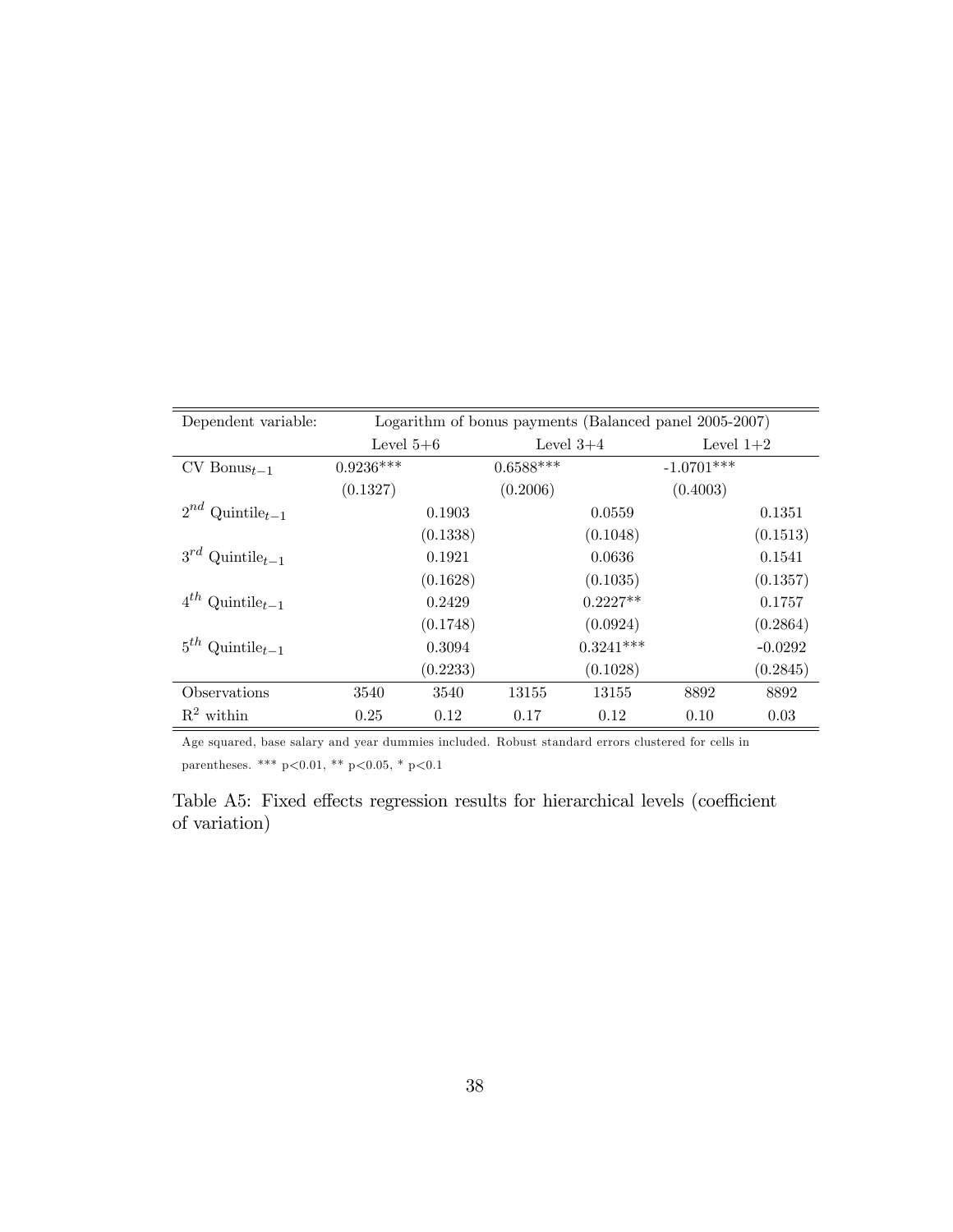| Dependent variable: | Logarithm of bonus payments (Balanced panel 2005-2007) | | | | | |
|---|---|---|---|---|---|---|
| | Level 5+6 | | Level 3+4 | | Level 1+2 | |
| CV Bonus$_{t-1}$ | 0.9236*** | | 0.6588*** | | -1.0701*** | |
| | (0.1327) | | (0.2006) | | (0.4003) | |
| $2^{nd}$ Quintile$_{t-1}$ | | 0.1903 | | 0.0559 | | 0.1351 |
| | | (0.1338) | | (0.1048) | | (0.1513) |
| $3^{rd}$ Quintile$_{t-1}$ | | 0.1921 | | 0.0636 | | 0.1541 |
| | | (0.1628) | | (0.1035) | | (0.1357) |
| $4^{th}$ Quintile$_{t-1}$ | | 0.2429 | | 0.2227** | | 0.1757 |
| | | (0.1748) | | (0.0924) | | (0.2864) |
| $5^{th}$ Quintile$_{t-1}$ | | 0.3094 | | 0.3241*** | | -0.0292 |
| | | (0.2233) | | (0.1028) | | (0.2845) |
| Observations | 3540 | 3540 | 13155 | 13155 | 8892 | 8892 |
| $R^2$ within | 0.25 | 0.12 | 0.17 | 0.12 | 0.10 | 0.03 |

Age squared, base salary and year dummies included. Robust standard errors clustered for cells in parentheses. *** p<0.01, ** p<0.05, * p<0.1

Table A5: Fixed effects regression results for hierarchical levels (coefficient of variation)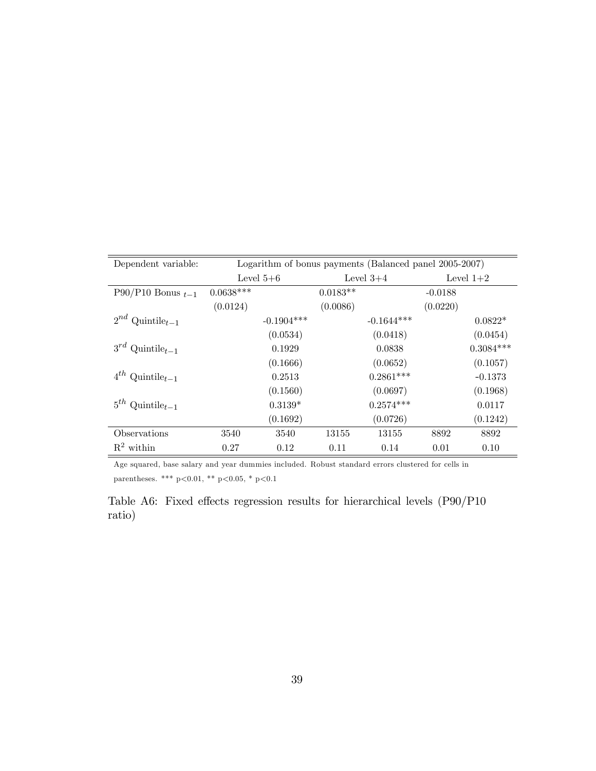| Dependent variable: | Logarithm of bonus payments (Balanced panel 2005-2007) | | | | | |
|---|---|---|---|---|---|---|
| | Level 5+6 | | Level 3+4 | | Level 1+2 | |
| P90/P10 Bonus $_{t-1}$ | 0.0638*** | | 0.0183** | | -0.0188 | |
| | (0.0124) | | (0.0086) | | (0.0220) | |
| $2^{nd}$ Quintile$_{t-1}$ | | -0.1904*** | | -0.1644*** | | 0.0822* |
| | | (0.0534) | | (0.0418) | | (0.0454) |
| $3^{rd}$ Quintile$_{t-1}$ | | 0.1929 | | 0.0838 | | 0.3084*** |
| | | (0.1666) | | (0.0652) | | (0.1057) |
| $4^{th}$ Quintile$_{t-1}$ | | 0.2513 | | 0.2861*** | | -0.1373 |
| | | (0.1560) | | (0.0697) | | (0.1968) |
| $5^{th}$ Quintile$_{t-1}$ | | 0.3139* | | 0.2574*** | | 0.0117 |
| | | (0.1692) | | (0.0726) | | (0.1242) |
| Observations | 3540 | 3540 | 13155 | 13155 | 8892 | 8892 |
| $R^2$ within | 0.27 | 0.12 | 0.11 | 0.14 | 0.01 | 0.10 |

Age squared, base salary and year dummies included. Robust standard errors clustered for cells in parentheses. *** p<0.01, ** p<0.05, * p<0.1

Table A6: Fixed effects regression results for hierarchical levels (P90/P10 ratio)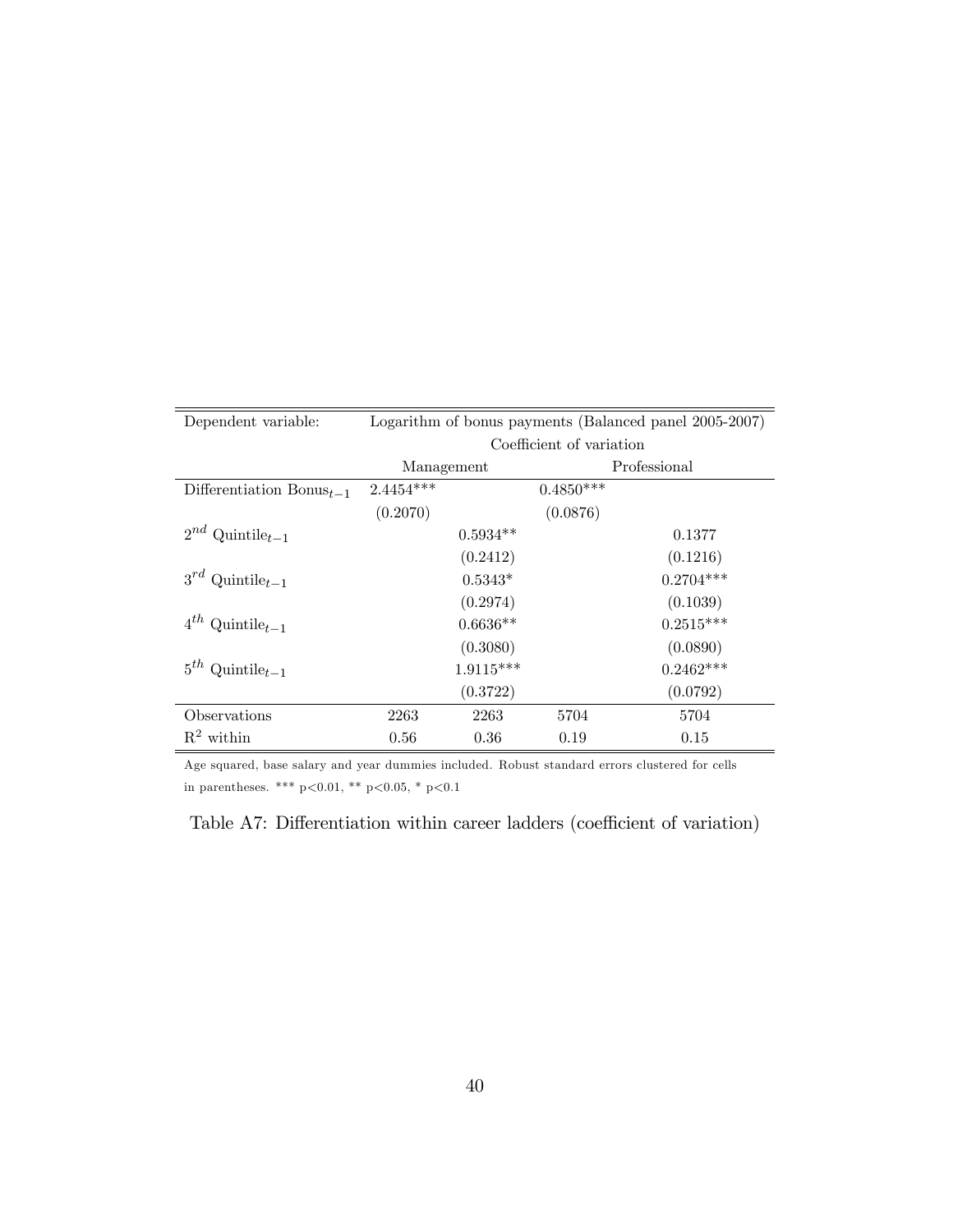| Dependent variable: | Logarithm of bonus payments (Balanced panel 2005-2007) | | | |
|---|---|---|---|---|
| | Coefficient of variation | | | |
| | Management | | Professional | |
| Differentiation $\text{Bonus}_{t-1}$ | 2.4454*** | | 0.4850*** | |
| | (0.2070) | | (0.0876) | |
| $2^{nd}$ $\text{Quintile}_{t-1}$ | | 0.5934** | | 0.1377 |
| | | (0.2412) | | (0.1216) |
| $3^{rd}$ $\text{Quintile}_{t-1}$ | | 0.5343* | | 0.2704*** |
| | | (0.2974) | | (0.1039) |
| $4^{th}$ $\text{Quintile}_{t-1}$ | | 0.6636** | | 0.2515*** |
| | | (0.3080) | | (0.0890) |
| $5^{th}$ $\text{Quintile}_{t-1}$ | | 1.9115*** | | 0.2462*** |
| | | (0.3722) | | (0.0792) |
| Observations | 2263 | 2263 | 5704 | 5704 |
| $R^2$ within | 0.56 | 0.36 | 0.19 | 0.15 |

Age squared, base salary and year dummies included. Robust standard errors clustered for cells in parentheses. *** p<0.01, ** p<0.05, * p<0.1

Table A7: Differentiation within career ladders (coefficient of variation)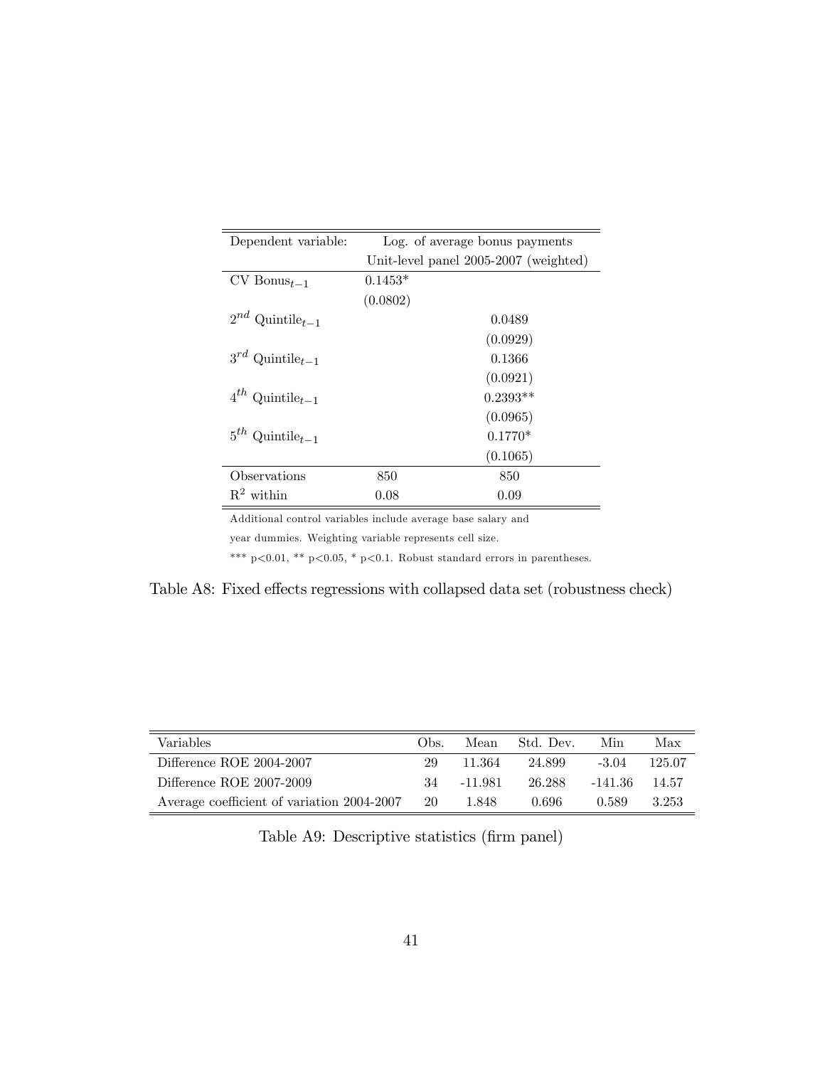| Dependent variable: | Log. of average bonus payments | |
|---|---|---|
| | Unit-level panel 2005-2007 (weighted) | |
| CV $\text{Bonus}_{t-1}$ | 0.1453* | |
| | (0.0802) | |
| $2^{nd}$ $\text{Quintile}_{t-1}$ | | 0.0489 |
| | | (0.0929) |
| $3^{rd}$ $\text{Quintile}_{t-1}$ | | 0.1366 |
| | | (0.0921) |
| $4^{th}$ $\text{Quintile}_{t-1}$ | | 0.2393** |
| | | (0.0965) |
| $5^{th}$ $\text{Quintile}_{t-1}$ | | 0.1770* |
| | | (0.1065) |
| Observations | 850 | 850 |
| $R^2$ within | 0.08 | 0.09 |

Additional control variables include average base salary and year dummies. Weighting variable represents cell size.

*** p<0.01, ** p<0.05, * p<0.1. Robust standard errors in parentheses.

Table A8: Fixed effects regressions with collapsed data set (robustness check)

| Variables | Obs. | Mean | Std. Dev. | Min | Max |
|---|---|---|---|---|---|
| Difference ROE 2004-2007 | 29 | 11.364 | 24.899 | -3.04 | 125.07 |
| Difference ROE 2007-2009 | 34 | -11.981 | 26.288 | -141.36 | 14.57 |
| Average coefficient of variation 2004-2007 | 20 | 1.848 | 0.696 | 0.589 | 3.253 |

Table A9: Descriptive statistics (firm panel)